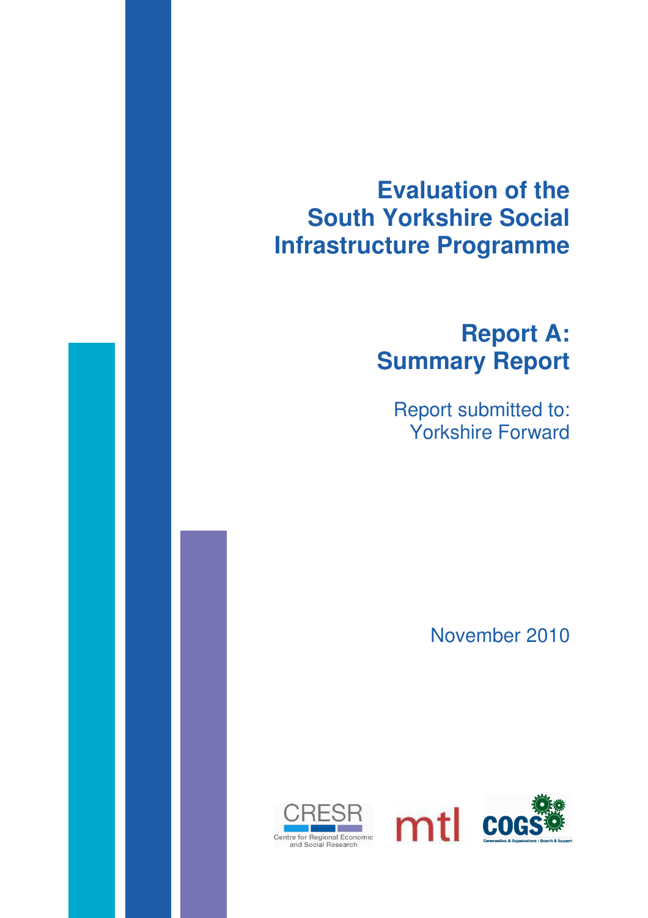# Evaluation of the South Yorkshire Social Infrastructure Programme

## Report A: Summary Report

Report submitted to:
Yorkshire Forward

November 2010

CRESR
Centre for Regional Economic and Social Research

mtl

COGS
Communities & Organisations : Growth & Support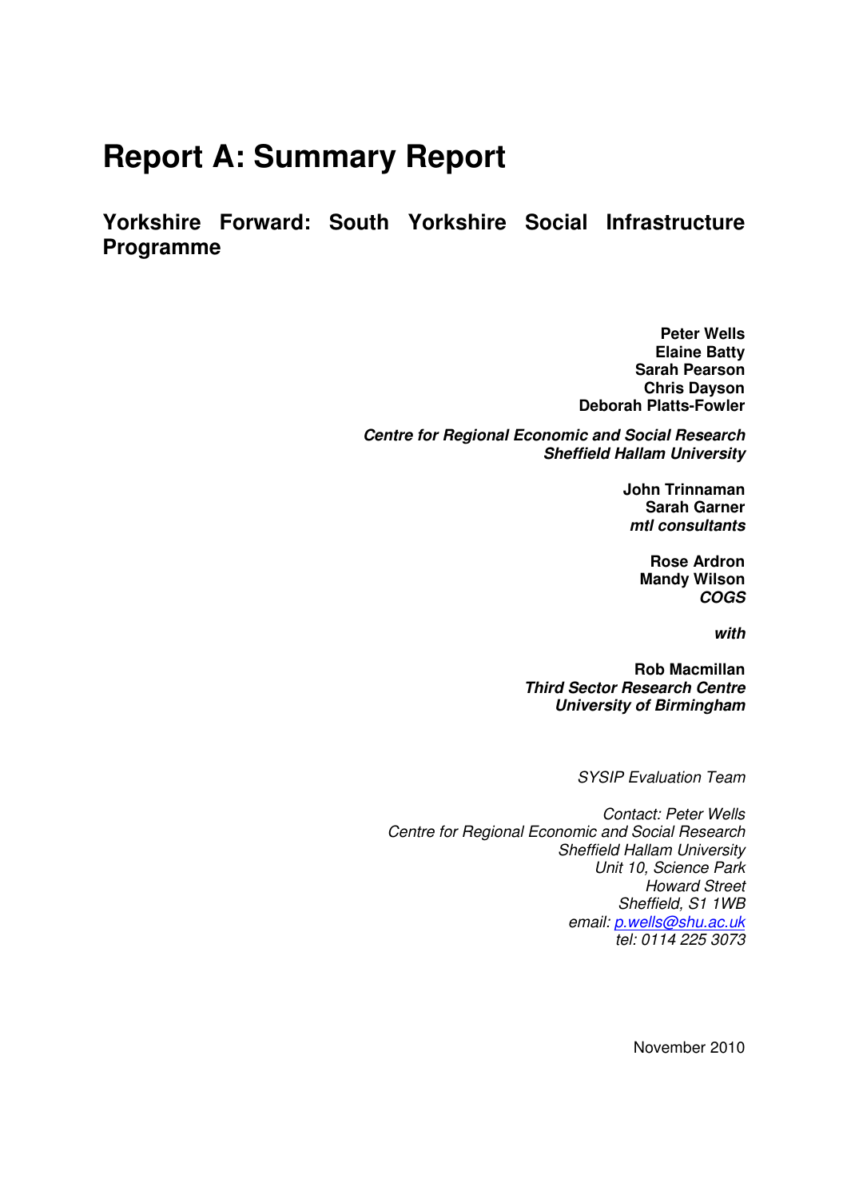# Report A: Summary Report

## Yorkshire Forward: South Yorkshire Social Infrastructure Programme

**Peter Wells**
**Elaine Batty**
**Sarah Pearson**
**Chris Dayson**
**Deborah Platts-Fowler**

***Centre for Regional Economic and Social Research***
***Sheffield Hallam University***

**John Trinnaman**
**Sarah Garner**
***mtl consultants***

**Rose Ardron**
**Mandy Wilson**
***COGS***

***with***

**Rob Macmillan**
***Third Sector Research Centre***
***University of Birmingham***

*SYSIP Evaluation Team*

*Contact: Peter Wells*
*Centre for Regional Economic and Social Research*
*Sheffield Hallam University*
*Unit 10, Science Park*
*Howard Street*
*Sheffield, S1 1WB*
*email: p.wells@shu.ac.uk*
*tel: 0114 225 3073*

November 2010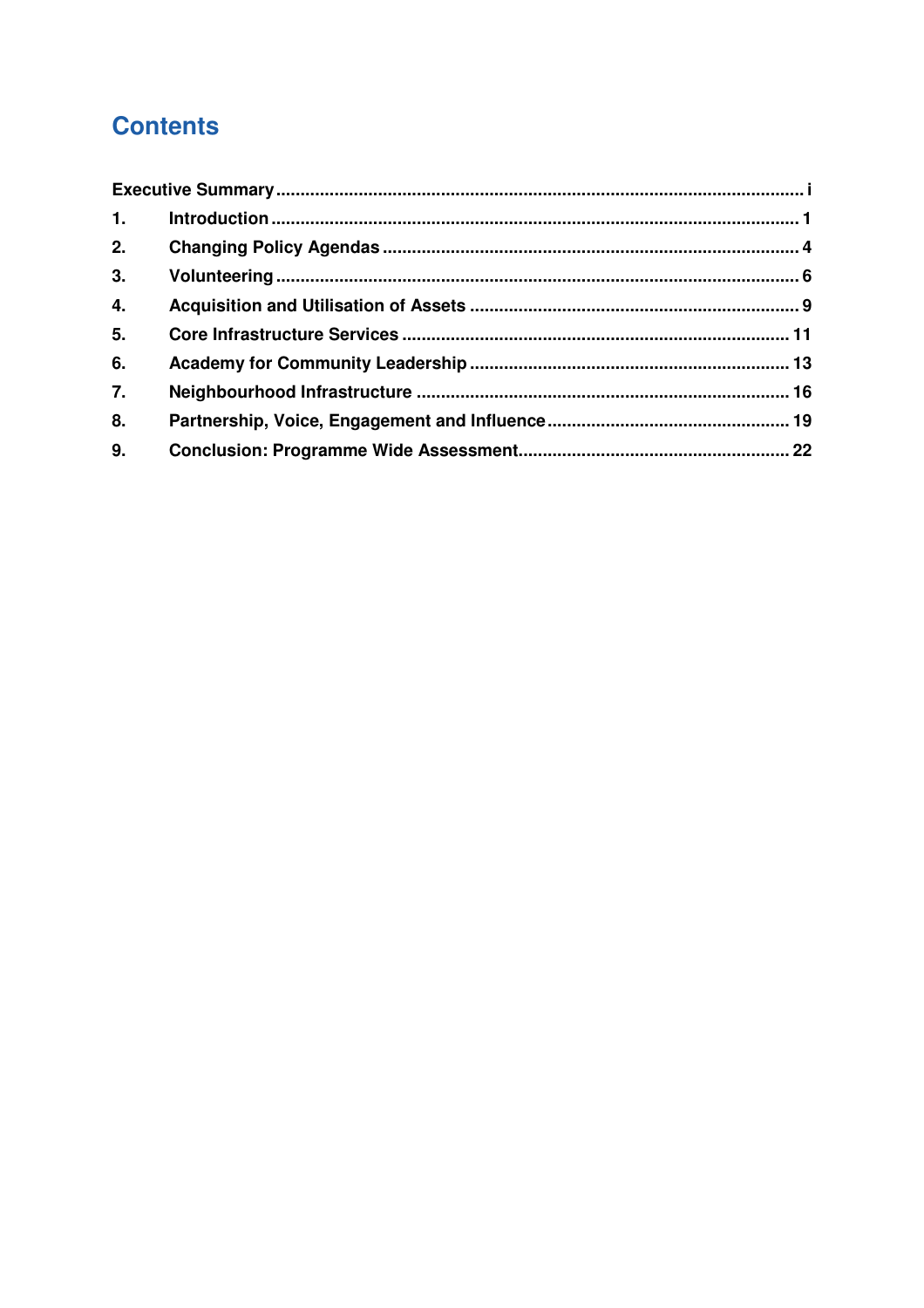# Contents

| | | |
|---|---|---|
| **Executive Summary** | | **i** |
| **1.** | **Introduction** | **1** |
| **2.** | **Changing Policy Agendas** | **4** |
| **3.** | **Volunteering** | **6** |
| **4.** | **Acquisition and Utilisation of Assets** | **9** |
| **5.** | **Core Infrastructure Services** | **11** |
| **6.** | **Academy for Community Leadership** | **13** |
| **7.** | **Neighbourhood Infrastructure** | **16** |
| **8.** | **Partnership, Voice, Engagement and Influence** | **19** |
| **9.** | **Conclusion: Programme Wide Assessment** | **22** |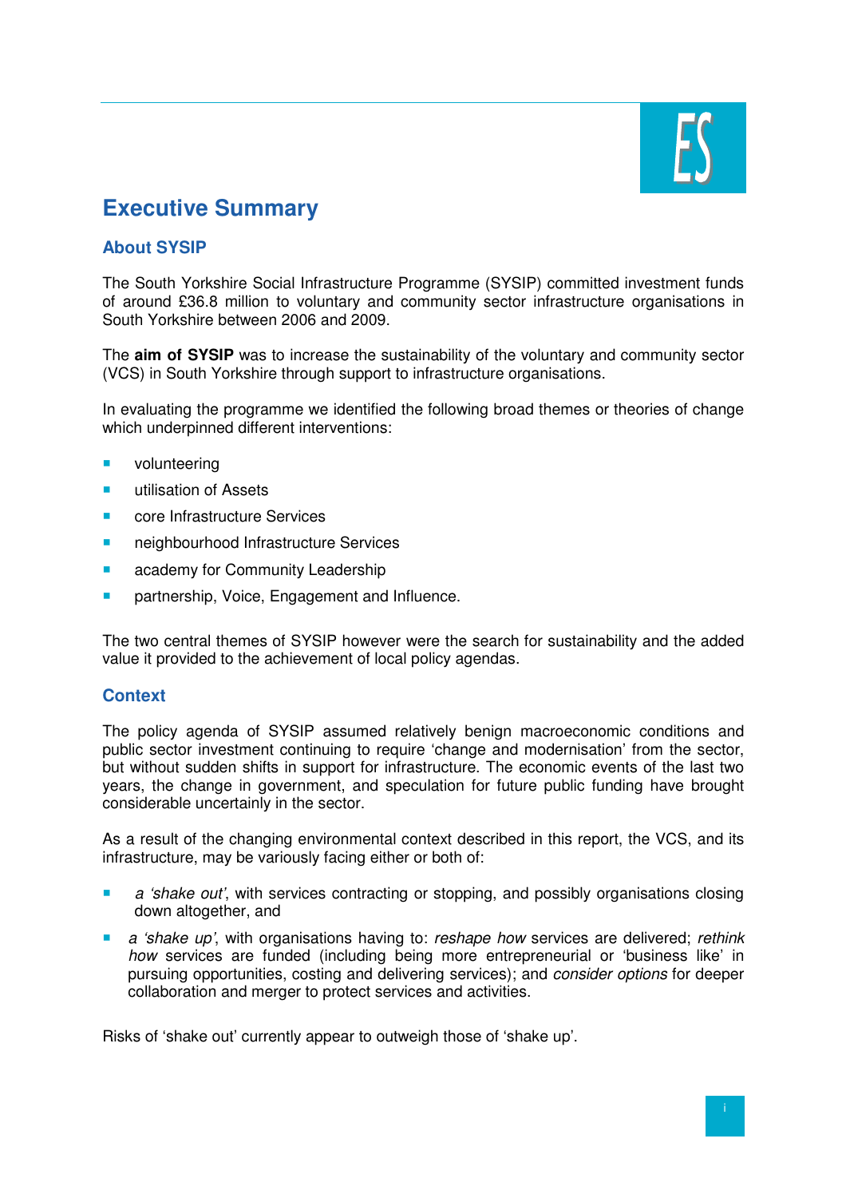# Executive Summary

## About SYSIP

The South Yorkshire Social Infrastructure Programme (SYSIP) committed investment funds of around £36.8 million to voluntary and community sector infrastructure organisations in South Yorkshire between 2006 and 2009.

The **aim of SYSIP** was to increase the sustainability of the voluntary and community sector (VCS) in South Yorkshire through support to infrastructure organisations.

In evaluating the programme we identified the following broad themes or theories of change which underpinned different interventions:

- volunteering
- utilisation of Assets
- core Infrastructure Services
- neighbourhood Infrastructure Services
- academy for Community Leadership
- partnership, Voice, Engagement and Influence.

The two central themes of SYSIP however were the search for sustainability and the added value it provided to the achievement of local policy agendas.

## Context

The policy agenda of SYSIP assumed relatively benign macroeconomic conditions and public sector investment continuing to require 'change and modernisation' from the sector, but without sudden shifts in support for infrastructure. The economic events of the last two years, the change in government, and speculation for future public funding have brought considerable uncertainly in the sector.

As a result of the changing environmental context described in this report, the VCS, and its infrastructure, may be variously facing either or both of:

- *a 'shake out'*, with services contracting or stopping, and possibly organisations closing down altogether, and
- *a 'shake up'*, with organisations having to: *reshape how* services are delivered; *rethink how* services are funded (including being more entrepreneurial or 'business like' in pursuing opportunities, costing and delivering services); and *consider options* for deeper collaboration and merger to protect services and activities.

Risks of 'shake out' currently appear to outweigh those of 'shake up'.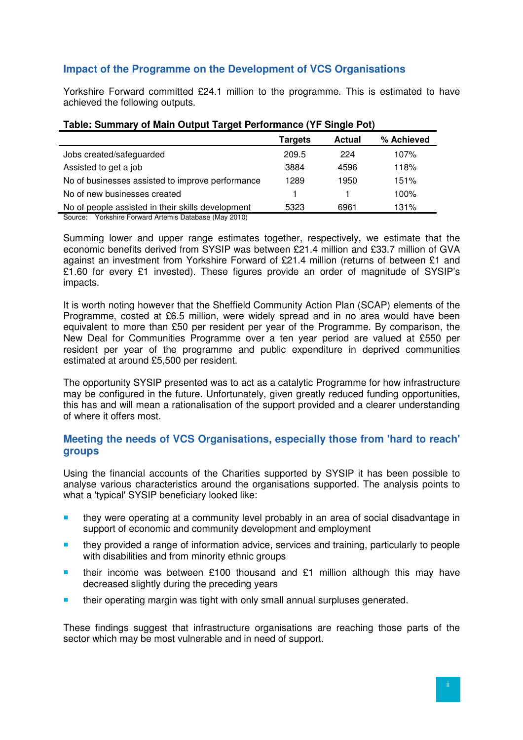## Impact of the Programme on the Development of VCS Organisations

Yorkshire Forward committed £24.1 million to the programme. This is estimated to have achieved the following outputs.

**Table: Summary of Main Output Target Performance (YF Single Pot)**

| | Targets | Actual | % Achieved |
|---|---|---|---|
| Jobs created/safeguarded | 209.5 | 224 | 107% |
| Assisted to get a job | 3884 | 4596 | 118% |
| No of businesses assisted to improve performance | 1289 | 1950 | 151% |
| No of new businesses created | 1 | 1 | 100% |
| No of people assisted in their skills development | 5323 | 6961 | 131% |

Source: Yorkshire Forward Artemis Database (May 2010)

Summing lower and upper range estimates together, respectively, we estimate that the economic benefits derived from SYSIP was between £21.4 million and £33.7 million of GVA against an investment from Yorkshire Forward of £21.4 million (returns of between £1 and £1.60 for every £1 invested). These figures provide an order of magnitude of SYSIP's impacts.

It is worth noting however that the Sheffield Community Action Plan (SCAP) elements of the Programme, costed at £6.5 million, were widely spread and in no area would have been equivalent to more than £50 per resident per year of the Programme. By comparison, the New Deal for Communities Programme over a ten year period are valued at £550 per resident per year of the programme and public expenditure in deprived communities estimated at around £5,500 per resident.

The opportunity SYSIP presented was to act as a catalytic Programme for how infrastructure may be configured in the future. Unfortunately, given greatly reduced funding opportunities, this has and will mean a rationalisation of the support provided and a clearer understanding of where it offers most.

## Meeting the needs of VCS Organisations, especially those from 'hard to reach' groups

Using the financial accounts of the Charities supported by SYSIP it has been possible to analyse various characteristics around the organisations supported. The analysis points to what a 'typical' SYSIP beneficiary looked like:

- they were operating at a community level probably in an area of social disadvantage in support of economic and community development and employment
- they provided a range of information advice, services and training, particularly to people with disabilities and from minority ethnic groups
- their income was between £100 thousand and £1 million although this may have decreased slightly during the preceding years
- their operating margin was tight with only small annual surpluses generated.

These findings suggest that infrastructure organisations are reaching those parts of the sector which may be most vulnerable and in need of support.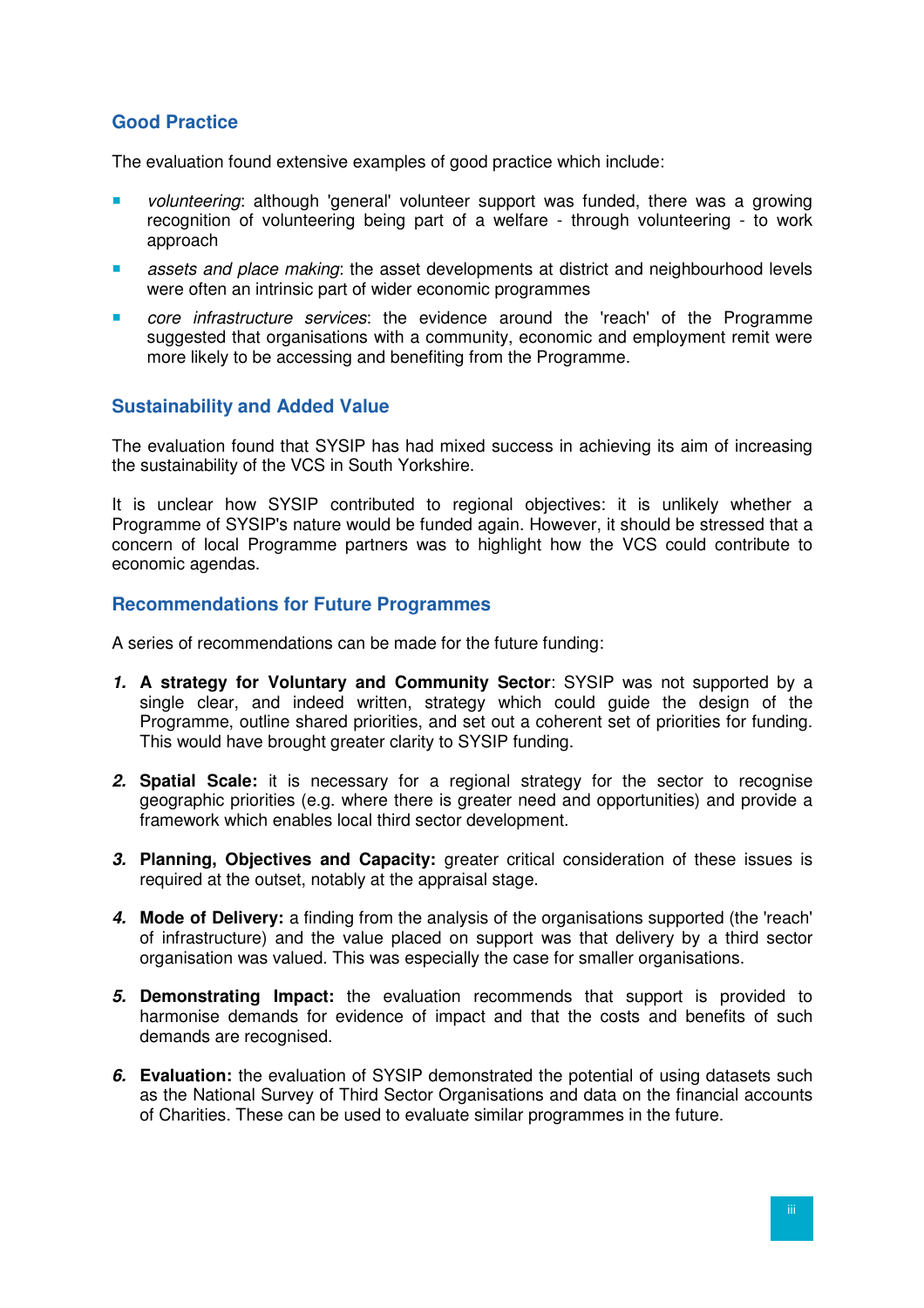## Good Practice

The evaluation found extensive examples of good practice which include:

- *volunteering*: although 'general' volunteer support was funded, there was a growing recognition of volunteering being part of a welfare - through volunteering - to work approach
- *assets and place making*: the asset developments at district and neighbourhood levels were often an intrinsic part of wider economic programmes
- *core infrastructure services*: the evidence around the 'reach' of the Programme suggested that organisations with a community, economic and employment remit were more likely to be accessing and benefiting from the Programme.

## Sustainability and Added Value

The evaluation found that SYSIP has had mixed success in achieving its aim of increasing the sustainability of the VCS in South Yorkshire.

It is unclear how SYSIP contributed to regional objectives: it is unlikely whether a Programme of SYSIP's nature would be funded again. However, it should be stressed that a concern of local Programme partners was to highlight how the VCS could contribute to economic agendas.

## Recommendations for Future Programmes

A series of recommendations can be made for the future funding:

1. **A strategy for Voluntary and Community Sector**: SYSIP was not supported by a single clear, and indeed written, strategy which could guide the design of the Programme, outline shared priorities, and set out a coherent set of priorities for funding. This would have brought greater clarity to SYSIP funding.

2. **Spatial Scale:** it is necessary for a regional strategy for the sector to recognise geographic priorities (e.g. where there is greater need and opportunities) and provide a framework which enables local third sector development.

3. **Planning, Objectives and Capacity:** greater critical consideration of these issues is required at the outset, notably at the appraisal stage.

4. **Mode of Delivery:** a finding from the analysis of the organisations supported (the 'reach' of infrastructure) and the value placed on support was that delivery by a third sector organisation was valued. This was especially the case for smaller organisations.

5. **Demonstrating Impact:** the evaluation recommends that support is provided to harmonise demands for evidence of impact and that the costs and benefits of such demands are recognised.

6. **Evaluation:** the evaluation of SYSIP demonstrated the potential of using datasets such as the National Survey of Third Sector Organisations and data on the financial accounts of Charities. These can be used to evaluate similar programmes in the future.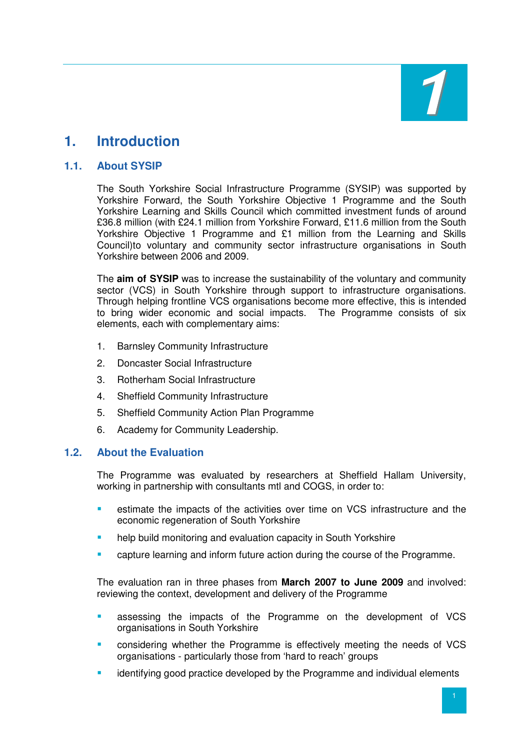# 1. Introduction

## 1.1. About SYSIP

The South Yorkshire Social Infrastructure Programme (SYSIP) was supported by Yorkshire Forward, the South Yorkshire Objective 1 Programme and the South Yorkshire Learning and Skills Council which committed investment funds of around £36.8 million (with £24.1 million from Yorkshire Forward, £11.6 million from the South Yorkshire Objective 1 Programme and £1 million from the Learning and Skills Council)to voluntary and community sector infrastructure organisations in South Yorkshire between 2006 and 2009.

The **aim of SYSIP** was to increase the sustainability of the voluntary and community sector (VCS) in South Yorkshire through support to infrastructure organisations. Through helping frontline VCS organisations become more effective, this is intended to bring wider economic and social impacts. The Programme consists of six elements, each with complementary aims:

1. Barnsley Community Infrastructure
2. Doncaster Social Infrastructure
3. Rotherham Social Infrastructure
4. Sheffield Community Infrastructure
5. Sheffield Community Action Plan Programme
6. Academy for Community Leadership.

## 1.2. About the Evaluation

The Programme was evaluated by researchers at Sheffield Hallam University, working in partnership with consultants mtl and COGS, in order to:

- estimate the impacts of the activities over time on VCS infrastructure and the economic regeneration of South Yorkshire
- help build monitoring and evaluation capacity in South Yorkshire
- capture learning and inform future action during the course of the Programme.

The evaluation ran in three phases from **March 2007 to June 2009** and involved: reviewing the context, development and delivery of the Programme

- assessing the impacts of the Programme on the development of VCS organisations in South Yorkshire
- considering whether the Programme is effectively meeting the needs of VCS organisations - particularly those from 'hard to reach' groups
- identifying good practice developed by the Programme and individual elements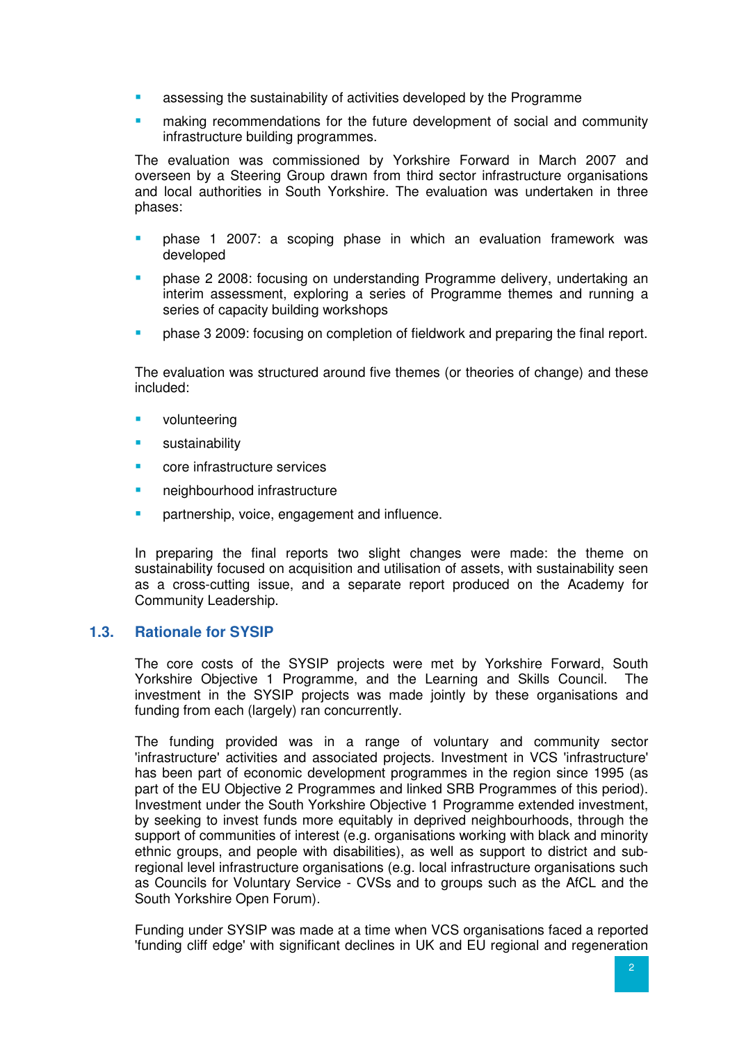- assessing the sustainability of activities developed by the Programme
- making recommendations for the future development of social and community infrastructure building programmes.

The evaluation was commissioned by Yorkshire Forward in March 2007 and overseen by a Steering Group drawn from third sector infrastructure organisations and local authorities in South Yorkshire. The evaluation was undertaken in three phases:

- phase 1 2007: a scoping phase in which an evaluation framework was developed
- phase 2 2008: focusing on understanding Programme delivery, undertaking an interim assessment, exploring a series of Programme themes and running a series of capacity building workshops
- phase 3 2009: focusing on completion of fieldwork and preparing the final report.

The evaluation was structured around five themes (or theories of change) and these included:

- volunteering
- sustainability
- core infrastructure services
- neighbourhood infrastructure
- partnership, voice, engagement and influence.

In preparing the final reports two slight changes were made: the theme on sustainability focused on acquisition and utilisation of assets, with sustainability seen as a cross-cutting issue, and a separate report produced on the Academy for Community Leadership.

## 1.3. Rationale for SYSIP

The core costs of the SYSIP projects were met by Yorkshire Forward, South Yorkshire Objective 1 Programme, and the Learning and Skills Council. The investment in the SYSIP projects was made jointly by these organisations and funding from each (largely) ran concurrently.

The funding provided was in a range of voluntary and community sector 'infrastructure' activities and associated projects. Investment in VCS 'infrastructure' has been part of economic development programmes in the region since 1995 (as part of the EU Objective 2 Programmes and linked SRB Programmes of this period). Investment under the South Yorkshire Objective 1 Programme extended investment, by seeking to invest funds more equitably in deprived neighbourhoods, through the support of communities of interest (e.g. organisations working with black and minority ethnic groups, and people with disabilities), as well as support to district and sub-regional level infrastructure organisations (e.g. local infrastructure organisations such as Councils for Voluntary Service - CVSs and to groups such as the AfCL and the South Yorkshire Open Forum).

Funding under SYSIP was made at a time when VCS organisations faced a reported 'funding cliff edge' with significant declines in UK and EU regional and regeneration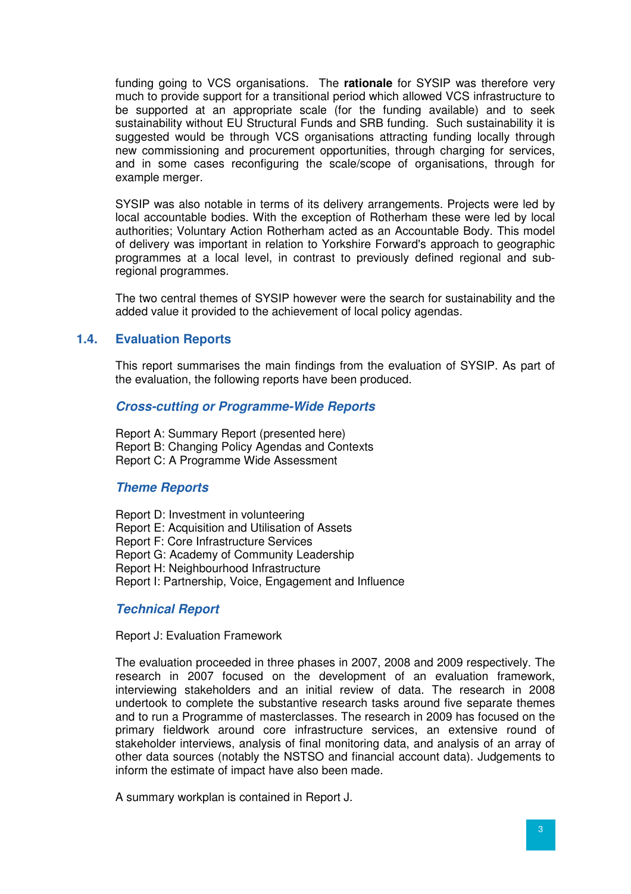funding going to VCS organisations. The **rationale** for SYSIP was therefore very much to provide support for a transitional period which allowed VCS infrastructure to be supported at an appropriate scale (for the funding available) and to seek sustainability without EU Structural Funds and SRB funding. Such sustainability it is suggested would be through VCS organisations attracting funding locally through new commissioning and procurement opportunities, through charging for services, and in some cases reconfiguring the scale/scope of organisations, through for example merger.

SYSIP was also notable in terms of its delivery arrangements. Projects were led by local accountable bodies. With the exception of Rotherham these were led by local authorities; Voluntary Action Rotherham acted as an Accountable Body. This model of delivery was important in relation to Yorkshire Forward's approach to geographic programmes at a local level, in contrast to previously defined regional and sub-regional programmes.

The two central themes of SYSIP however were the search for sustainability and the added value it provided to the achievement of local policy agendas.

## 1.4. Evaluation Reports

This report summarises the main findings from the evaluation of SYSIP. As part of the evaluation, the following reports have been produced.

### *Cross-cutting or Programme-Wide Reports*

Report A: Summary Report (presented here)
Report B: Changing Policy Agendas and Contexts
Report C: A Programme Wide Assessment

### *Theme Reports*

Report D: Investment in volunteering
Report E: Acquisition and Utilisation of Assets
Report F: Core Infrastructure Services
Report G: Academy of Community Leadership
Report H: Neighbourhood Infrastructure
Report I: Partnership, Voice, Engagement and Influence

### *Technical Report*

Report J: Evaluation Framework

The evaluation proceeded in three phases in 2007, 2008 and 2009 respectively. The research in 2007 focused on the development of an evaluation framework, interviewing stakeholders and an initial review of data. The research in 2008 undertook to complete the substantive research tasks around five separate themes and to run a Programme of masterclasses. The research in 2009 has focused on the primary fieldwork around core infrastructure services, an extensive round of stakeholder interviews, analysis of final monitoring data, and analysis of an array of other data sources (notably the NSTSO and financial account data). Judgements to inform the estimate of impact have also been made.

A summary workplan is contained in Report J.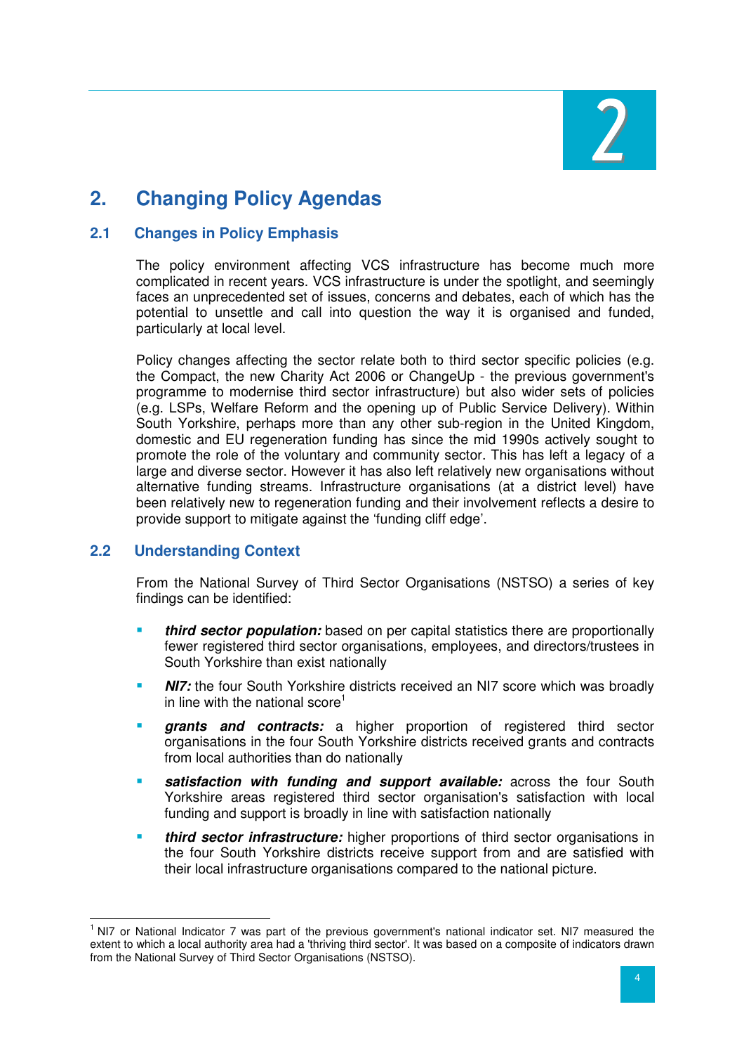# 2. Changing Policy Agendas

## 2.1 Changes in Policy Emphasis

The policy environment affecting VCS infrastructure has become much more complicated in recent years. VCS infrastructure is under the spotlight, and seemingly faces an unprecedented set of issues, concerns and debates, each of which has the potential to unsettle and call into question the way it is organised and funded, particularly at local level.

Policy changes affecting the sector relate both to third sector specific policies (e.g. the Compact, the new Charity Act 2006 or ChangeUp - the previous government's programme to modernise third sector infrastructure) but also wider sets of policies (e.g. LSPs, Welfare Reform and the opening up of Public Service Delivery). Within South Yorkshire, perhaps more than any other sub-region in the United Kingdom, domestic and EU regeneration funding has since the mid 1990s actively sought to promote the role of the voluntary and community sector. This has left a legacy of a large and diverse sector. However it has also left relatively new organisations without alternative funding streams. Infrastructure organisations (at a district level) have been relatively new to regeneration funding and their involvement reflects a desire to provide support to mitigate against the 'funding cliff edge'.

## 2.2 Understanding Context

From the National Survey of Third Sector Organisations (NSTSO) a series of key findings can be identified:

- ***third sector population:*** based on per capital statistics there are proportionally fewer registered third sector organisations, employees, and directors/trustees in South Yorkshire than exist nationally
- ***NI7:*** the four South Yorkshire districts received an NI7 score which was broadly in line with the national score[1]
- ***grants and contracts:*** a higher proportion of registered third sector organisations in the four South Yorkshire districts received grants and contracts from local authorities than do nationally
- ***satisfaction with funding and support available:*** across the four South Yorkshire areas registered third sector organisation's satisfaction with local funding and support is broadly in line with satisfaction nationally
- ***third sector infrastructure:*** higher proportions of third sector organisations in the four South Yorkshire districts receive support from and are satisfied with their local infrastructure organisations compared to the national picture.

---

[1] NI7 or National Indicator 7 was part of the previous government's national indicator set. NI7 measured the extent to which a local authority area had a 'thriving third sector'. It was based on a composite of indicators drawn from the National Survey of Third Sector Organisations (NSTSO).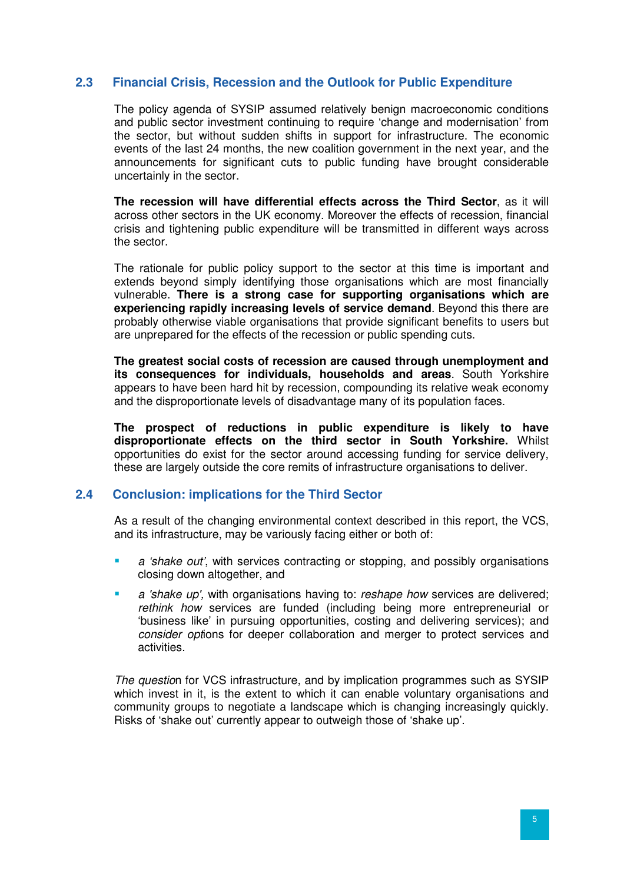## 2.3 Financial Crisis, Recession and the Outlook for Public Expenditure

The policy agenda of SYSIP assumed relatively benign macroeconomic conditions and public sector investment continuing to require 'change and modernisation' from the sector, but without sudden shifts in support for infrastructure. The economic events of the last 24 months, the new coalition government in the next year, and the announcements for significant cuts to public funding have brought considerable uncertainly in the sector.

**The recession will have differential effects across the Third Sector**, as it will across other sectors in the UK economy. Moreover the effects of recession, financial crisis and tightening public expenditure will be transmitted in different ways across the sector.

The rationale for public policy support to the sector at this time is important and extends beyond simply identifying those organisations which are most financially vulnerable. **There is a strong case for supporting organisations which are experiencing rapidly increasing levels of service demand**. Beyond this there are probably otherwise viable organisations that provide significant benefits to users but are unprepared for the effects of the recession or public spending cuts.

**The greatest social costs of recession are caused through unemployment and its consequences for individuals, households and areas**. South Yorkshire appears to have been hard hit by recession, compounding its relative weak economy and the disproportionate levels of disadvantage many of its population faces.

**The prospect of reductions in public expenditure is likely to have disproportionate effects on the third sector in South Yorkshire.** Whilst opportunities do exist for the sector around accessing funding for service delivery, these are largely outside the core remits of infrastructure organisations to deliver.

## 2.4 Conclusion: implications for the Third Sector

As a result of the changing environmental context described in this report, the VCS, and its infrastructure, may be variously facing either or both of:

- *a 'shake out'*, with services contracting or stopping, and possibly organisations closing down altogether, and
- *a 'shake up',* with organisations having to: *reshape how* services are delivered; *rethink how* services are funded (including being more entrepreneurial or 'business like' in pursuing opportunities, costing and delivering services); and *consider opt*ions for deeper collaboration and merger to protect services and activities.

*The questio*n for VCS infrastructure, and by implication programmes such as SYSIP which invest in it, is the extent to which it can enable voluntary organisations and community groups to negotiate a landscape which is changing increasingly quickly. Risks of 'shake out' currently appear to outweigh those of 'shake up'.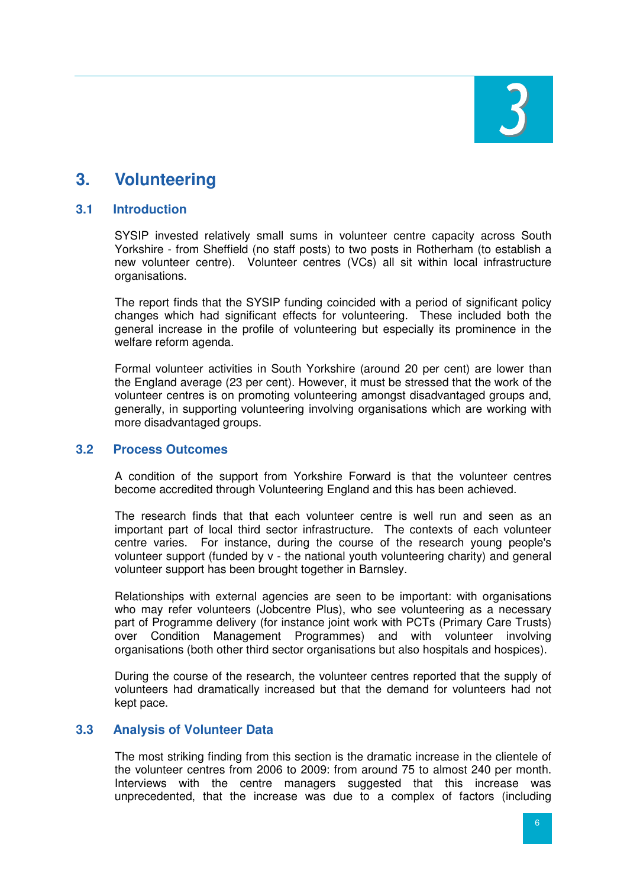# 3. Volunteering

## 3.1 Introduction

SYSIP invested relatively small sums in volunteer centre capacity across South Yorkshire - from Sheffield (no staff posts) to two posts in Rotherham (to establish a new volunteer centre). Volunteer centres (VCs) all sit within local infrastructure organisations.

The report finds that the SYSIP funding coincided with a period of significant policy changes which had significant effects for volunteering. These included both the general increase in the profile of volunteering but especially its prominence in the welfare reform agenda.

Formal volunteer activities in South Yorkshire (around 20 per cent) are lower than the England average (23 per cent). However, it must be stressed that the work of the volunteer centres is on promoting volunteering amongst disadvantaged groups and, generally, in supporting volunteering involving organisations which are working with more disadvantaged groups.

## 3.2 Process Outcomes

A condition of the support from Yorkshire Forward is that the volunteer centres become accredited through Volunteering England and this has been achieved.

The research finds that that each volunteer centre is well run and seen as an important part of local third sector infrastructure. The contexts of each volunteer centre varies. For instance, during the course of the research young people's volunteer support (funded by v - the national youth volunteering charity) and general volunteer support has been brought together in Barnsley.

Relationships with external agencies are seen to be important: with organisations who may refer volunteers (Jobcentre Plus), who see volunteering as a necessary part of Programme delivery (for instance joint work with PCTs (Primary Care Trusts) over Condition Management Programmes) and with volunteer involving organisations (both other third sector organisations but also hospitals and hospices).

During the course of the research, the volunteer centres reported that the supply of volunteers had dramatically increased but that the demand for volunteers had not kept pace.

## 3.3 Analysis of Volunteer Data

The most striking finding from this section is the dramatic increase in the clientele of the volunteer centres from 2006 to 2009: from around 75 to almost 240 per month. Interviews with the centre managers suggested that this increase was unprecedented, that the increase was due to a complex of factors (including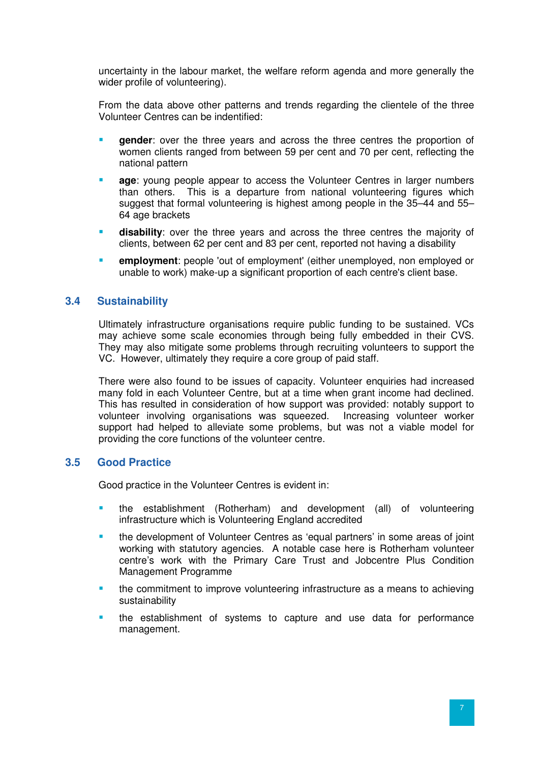uncertainty in the labour market, the welfare reform agenda and more generally the wider profile of volunteering).

From the data above other patterns and trends regarding the clientele of the three Volunteer Centres can be indentified:

- **gender**: over the three years and across the three centres the proportion of women clients ranged from between 59 per cent and 70 per cent, reflecting the national pattern
- **age**: young people appear to access the Volunteer Centres in larger numbers than others. This is a departure from national volunteering figures which suggest that formal volunteering is highest among people in the 35–44 and 55–64 age brackets
- **disability**: over the three years and across the three centres the majority of clients, between 62 per cent and 83 per cent, reported not having a disability
- **employment**: people 'out of employment' (either unemployed, non employed or unable to work) make-up a significant proportion of each centre's client base.

## 3.4 Sustainability

Ultimately infrastructure organisations require public funding to be sustained. VCs may achieve some scale economies through being fully embedded in their CVS. They may also mitigate some problems through recruiting volunteers to support the VC. However, ultimately they require a core group of paid staff.

There were also found to be issues of capacity. Volunteer enquiries had increased many fold in each Volunteer Centre, but at a time when grant income had declined. This has resulted in consideration of how support was provided: notably support to volunteer involving organisations was squeezed. Increasing volunteer worker support had helped to alleviate some problems, but was not a viable model for providing the core functions of the volunteer centre.

## 3.5 Good Practice

Good practice in the Volunteer Centres is evident in:

- the establishment (Rotherham) and development (all) of volunteering infrastructure which is Volunteering England accredited
- the development of Volunteer Centres as 'equal partners' in some areas of joint working with statutory agencies. A notable case here is Rotherham volunteer centre's work with the Primary Care Trust and Jobcentre Plus Condition Management Programme
- the commitment to improve volunteering infrastructure as a means to achieving sustainability
- the establishment of systems to capture and use data for performance management.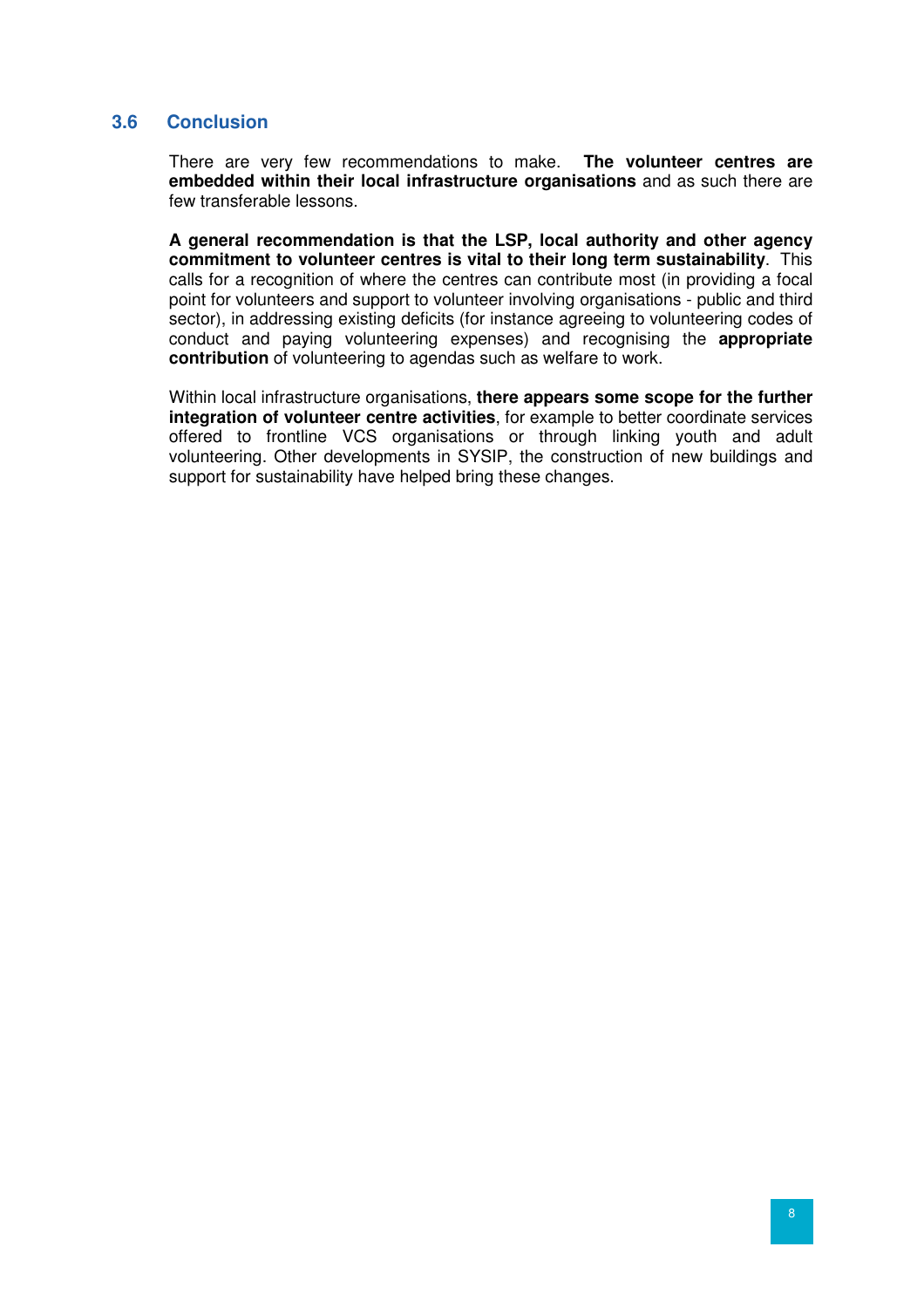### 3.6 Conclusion

There are very few recommendations to make. **The volunteer centres are embedded within their local infrastructure organisations** and as such there are few transferable lessons.

**A general recommendation is that the LSP, local authority and other agency commitment to volunteer centres is vital to their long term sustainability**. This calls for a recognition of where the centres can contribute most (in providing a focal point for volunteers and support to volunteer involving organisations - public and third sector), in addressing existing deficits (for instance agreeing to volunteering codes of conduct and paying volunteering expenses) and recognising the **appropriate contribution** of volunteering to agendas such as welfare to work.

Within local infrastructure organisations, **there appears some scope for the further integration of volunteer centre activities**, for example to better coordinate services offered to frontline VCS organisations or through linking youth and adult volunteering. Other developments in SYSIP, the construction of new buildings and support for sustainability have helped bring these changes.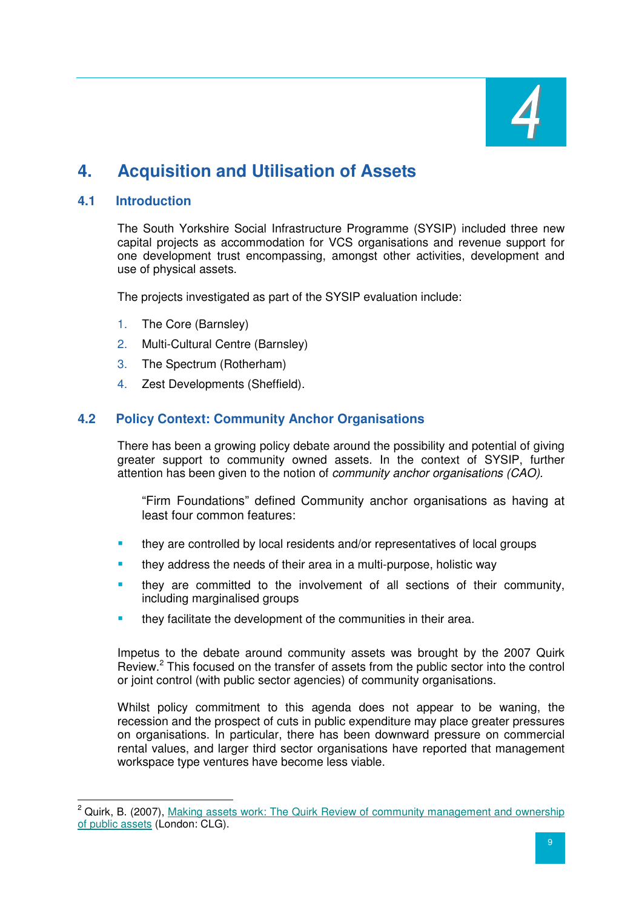# 4. Acquisition and Utilisation of Assets

## 4.1 Introduction

The South Yorkshire Social Infrastructure Programme (SYSIP) included three new capital projects as accommodation for VCS organisations and revenue support for one development trust encompassing, amongst other activities, development and use of physical assets.

The projects investigated as part of the SYSIP evaluation include:

1. The Core (Barnsley)
2. Multi-Cultural Centre (Barnsley)
3. The Spectrum (Rotherham)
4. Zest Developments (Sheffield).

## 4.2 Policy Context: Community Anchor Organisations

There has been a growing policy debate around the possibility and potential of giving greater support to community owned assets. In the context of SYSIP, further attention has been given to the notion of *community anchor organisations (CAO)*.

> "Firm Foundations" defined Community anchor organisations as having at least four common features:

- they are controlled by local residents and/or representatives of local groups
- they address the needs of their area in a multi-purpose, holistic way
- they are committed to the involvement of all sections of their community, including marginalised groups
- they facilitate the development of the communities in their area.

Impetus to the debate around community assets was brought by the 2007 Quirk Review.[2] This focused on the transfer of assets from the public sector into the control or joint control (with public sector agencies) of community organisations.

Whilst policy commitment to this agenda does not appear to be waning, the recession and the prospect of cuts in public expenditure may place greater pressures on organisations. In particular, there has been downward pressure on commercial rental values, and larger third sector organisations have reported that management workspace type ventures have become less viable.

---

[2] Quirk, B. (2007), Making assets work: The Quirk Review of community management and ownership of public assets (London: CLG).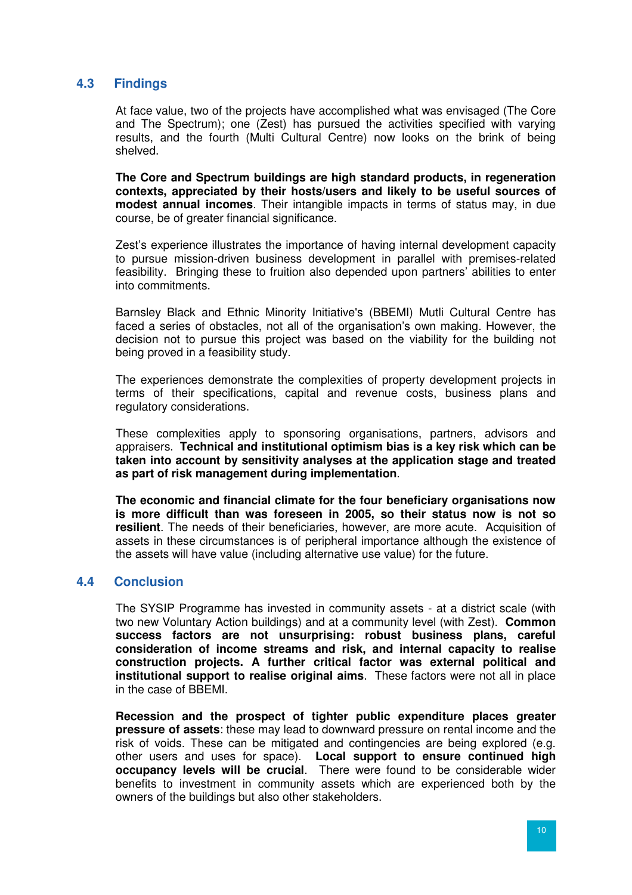## 4.3 Findings

At face value, two of the projects have accomplished what was envisaged (The Core and The Spectrum); one (Zest) has pursued the activities specified with varying results, and the fourth (Multi Cultural Centre) now looks on the brink of being shelved.

**The Core and Spectrum buildings are high standard products, in regeneration contexts, appreciated by their hosts/users and likely to be useful sources of modest annual incomes**. Their intangible impacts in terms of status may, in due course, be of greater financial significance.

Zest's experience illustrates the importance of having internal development capacity to pursue mission-driven business development in parallel with premises-related feasibility. Bringing these to fruition also depended upon partners' abilities to enter into commitments.

Barnsley Black and Ethnic Minority Initiative's (BBEMI) Mutli Cultural Centre has faced a series of obstacles, not all of the organisation's own making. However, the decision not to pursue this project was based on the viability for the building not being proved in a feasibility study.

The experiences demonstrate the complexities of property development projects in terms of their specifications, capital and revenue costs, business plans and regulatory considerations.

These complexities apply to sponsoring organisations, partners, advisors and appraisers. **Technical and institutional optimism bias is a key risk which can be taken into account by sensitivity analyses at the application stage and treated as part of risk management during implementation**.

**The economic and financial climate for the four beneficiary organisations now is more difficult than was foreseen in 2005, so their status now is not so resilient**. The needs of their beneficiaries, however, are more acute. Acquisition of assets in these circumstances is of peripheral importance although the existence of the assets will have value (including alternative use value) for the future.

## 4.4 Conclusion

The SYSIP Programme has invested in community assets - at a district scale (with two new Voluntary Action buildings) and at a community level (with Zest). **Common success factors are not unsurprising: robust business plans, careful consideration of income streams and risk, and internal capacity to realise construction projects. A further critical factor was external political and institutional support to realise original aims**. These factors were not all in place in the case of BBEMI.

**Recession and the prospect of tighter public expenditure places greater pressure of assets**: these may lead to downward pressure on rental income and the risk of voids. These can be mitigated and contingencies are being explored (e.g. other users and uses for space). **Local support to ensure continued high occupancy levels will be crucial**. There were found to be considerable wider benefits to investment in community assets which are experienced both by the owners of the buildings but also other stakeholders.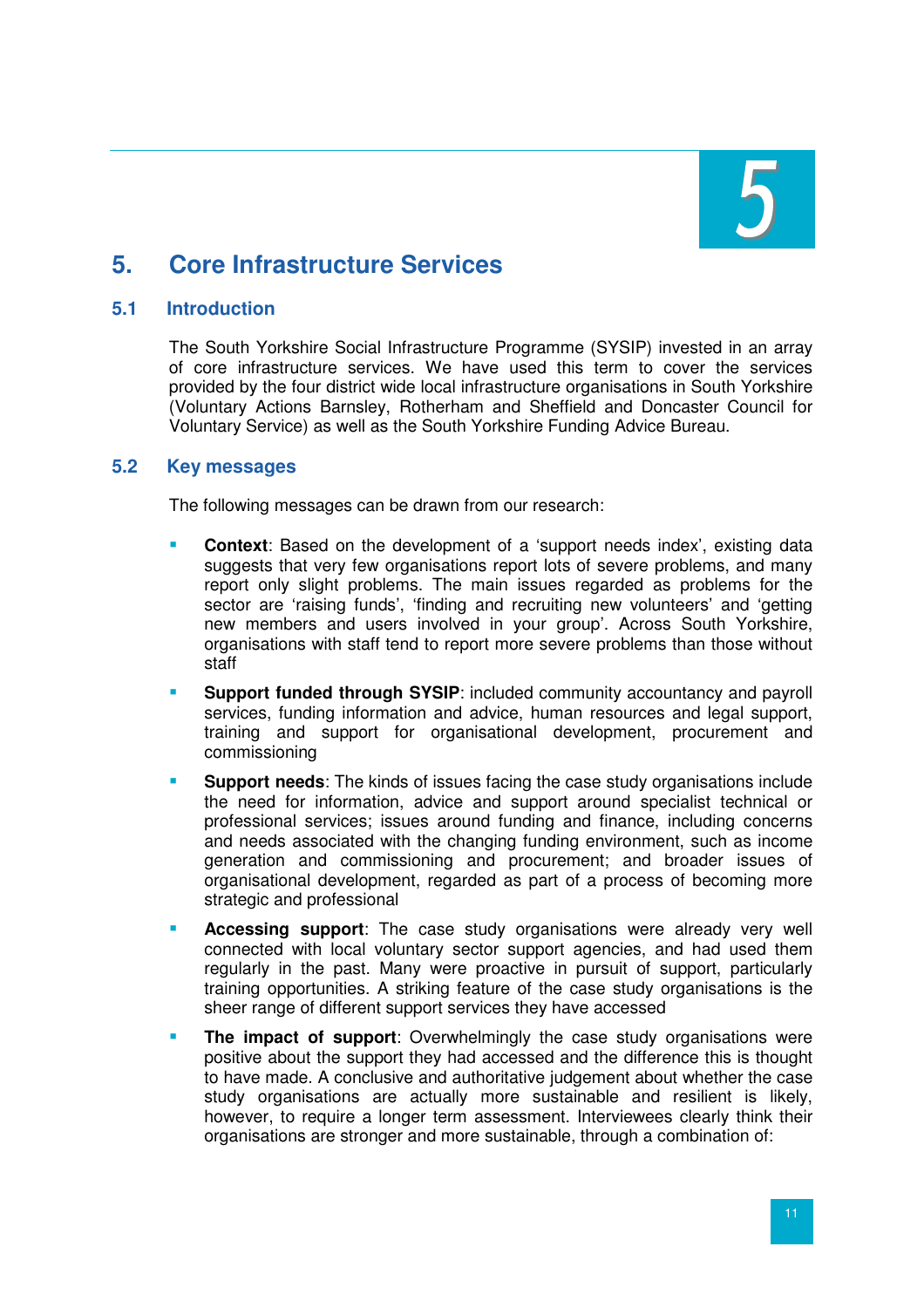# 5. Core Infrastructure Services

## 5.1 Introduction

The South Yorkshire Social Infrastructure Programme (SYSIP) invested in an array of core infrastructure services. We have used this term to cover the services provided by the four district wide local infrastructure organisations in South Yorkshire (Voluntary Actions Barnsley, Rotherham and Sheffield and Doncaster Council for Voluntary Service) as well as the South Yorkshire Funding Advice Bureau.

## 5.2 Key messages

The following messages can be drawn from our research:

- **Context**: Based on the development of a 'support needs index', existing data suggests that very few organisations report lots of severe problems, and many report only slight problems. The main issues regarded as problems for the sector are 'raising funds', 'finding and recruiting new volunteers' and 'getting new members and users involved in your group'. Across South Yorkshire, organisations with staff tend to report more severe problems than those without staff
- **Support funded through SYSIP**: included community accountancy and payroll services, funding information and advice, human resources and legal support, training and support for organisational development, procurement and commissioning
- **Support needs**: The kinds of issues facing the case study organisations include the need for information, advice and support around specialist technical or professional services; issues around funding and finance, including concerns and needs associated with the changing funding environment, such as income generation and commissioning and procurement; and broader issues of organisational development, regarded as part of a process of becoming more strategic and professional
- **Accessing support**: The case study organisations were already very well connected with local voluntary sector support agencies, and had used them regularly in the past. Many were proactive in pursuit of support, particularly training opportunities. A striking feature of the case study organisations is the sheer range of different support services they have accessed
- **The impact of support**: Overwhelmingly the case study organisations were positive about the support they had accessed and the difference this is thought to have made. A conclusive and authoritative judgement about whether the case study organisations are actually more sustainable and resilient is likely, however, to require a longer term assessment. Interviewees clearly think their organisations are stronger and more sustainable, through a combination of: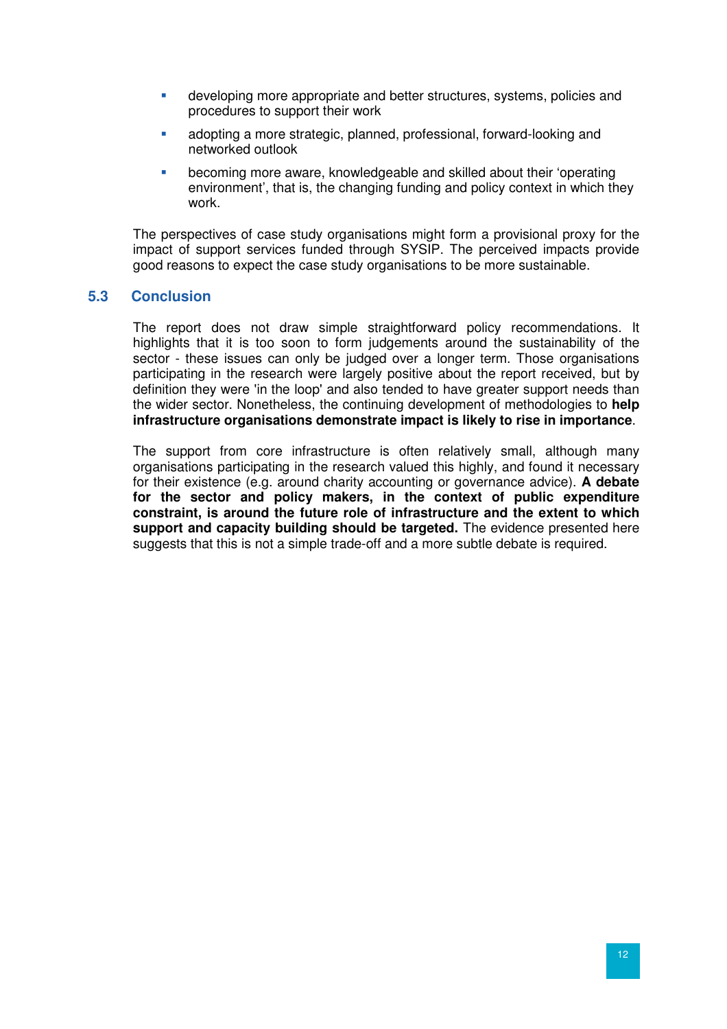- developing more appropriate and better structures, systems, policies and procedures to support their work
- adopting a more strategic, planned, professional, forward-looking and networked outlook
- becoming more aware, knowledgeable and skilled about their 'operating environment', that is, the changing funding and policy context in which they work.

The perspectives of case study organisations might form a provisional proxy for the impact of support services funded through SYSIP. The perceived impacts provide good reasons to expect the case study organisations to be more sustainable.

## 5.3 Conclusion

The report does not draw simple straightforward policy recommendations. It highlights that it is too soon to form judgements around the sustainability of the sector - these issues can only be judged over a longer term. Those organisations participating in the research were largely positive about the report received, but by definition they were 'in the loop' and also tended to have greater support needs than the wider sector. Nonetheless, the continuing development of methodologies to **help infrastructure organisations demonstrate impact is likely to rise in importance**.

The support from core infrastructure is often relatively small, although many organisations participating in the research valued this highly, and found it necessary for their existence (e.g. around charity accounting or governance advice). **A debate for the sector and policy makers, in the context of public expenditure constraint, is around the future role of infrastructure and the extent to which support and capacity building should be targeted.** The evidence presented here suggests that this is not a simple trade-off and a more subtle debate is required.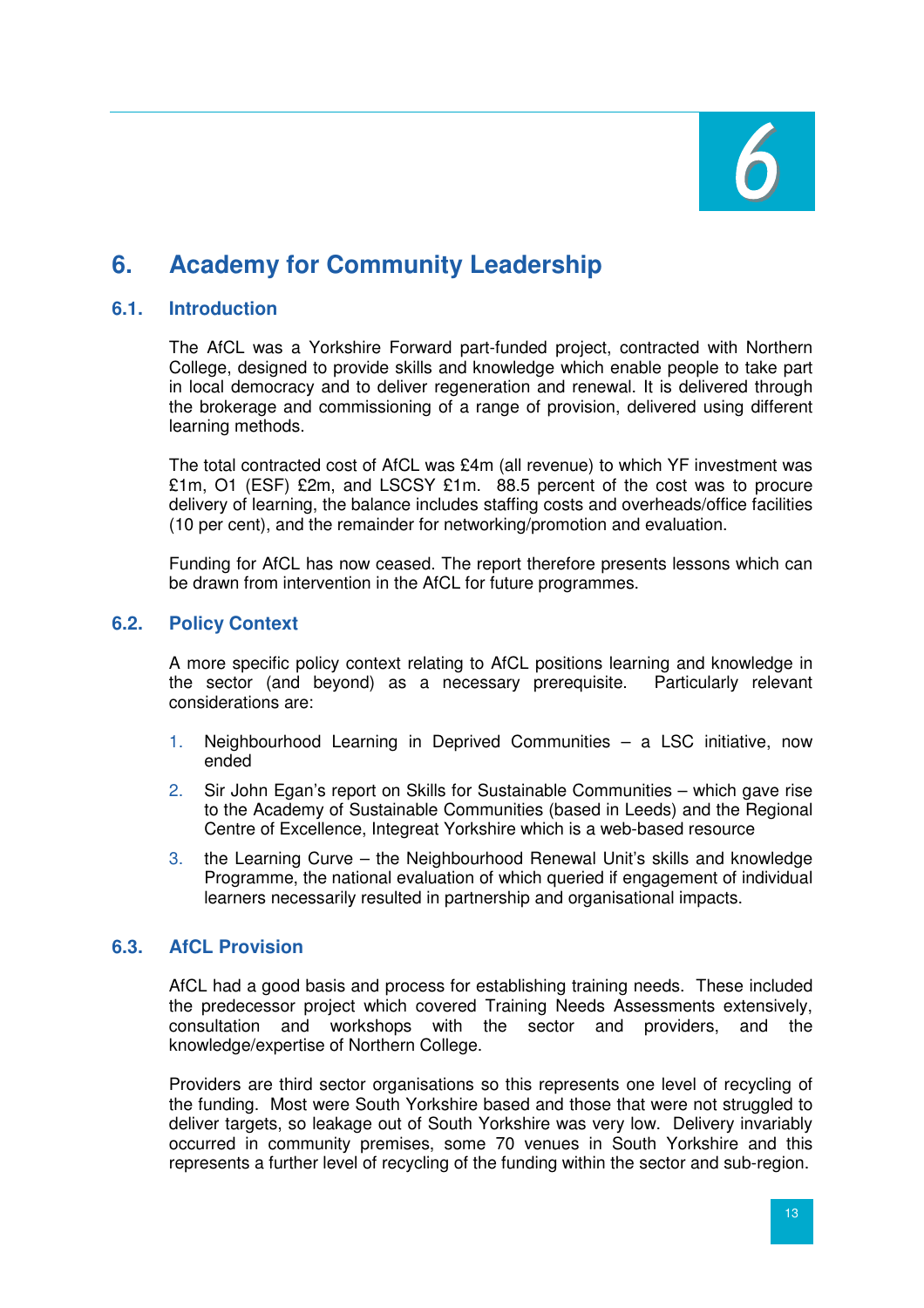# 6. Academy for Community Leadership

## 6.1. Introduction

The AfCL was a Yorkshire Forward part-funded project, contracted with Northern College, designed to provide skills and knowledge which enable people to take part in local democracy and to deliver regeneration and renewal. It is delivered through the brokerage and commissioning of a range of provision, delivered using different learning methods.

The total contracted cost of AfCL was £4m (all revenue) to which YF investment was £1m, O1 (ESF) £2m, and LSCSY £1m. 88.5 percent of the cost was to procure delivery of learning, the balance includes staffing costs and overheads/office facilities (10 per cent), and the remainder for networking/promotion and evaluation.

Funding for AfCL has now ceased. The report therefore presents lessons which can be drawn from intervention in the AfCL for future programmes.

## 6.2. Policy Context

A more specific policy context relating to AfCL positions learning and knowledge in the sector (and beyond) as a necessary prerequisite. Particularly relevant considerations are:

1. Neighbourhood Learning in Deprived Communities – a LSC initiative, now ended
2. Sir John Egan's report on Skills for Sustainable Communities – which gave rise to the Academy of Sustainable Communities (based in Leeds) and the Regional Centre of Excellence, Integreat Yorkshire which is a web-based resource
3. the Learning Curve – the Neighbourhood Renewal Unit's skills and knowledge Programme, the national evaluation of which queried if engagement of individual learners necessarily resulted in partnership and organisational impacts.

## 6.3. AfCL Provision

AfCL had a good basis and process for establishing training needs. These included the predecessor project which covered Training Needs Assessments extensively, consultation and workshops with the sector and providers, and the knowledge/expertise of Northern College.

Providers are third sector organisations so this represents one level of recycling of the funding. Most were South Yorkshire based and those that were not struggled to deliver targets, so leakage out of South Yorkshire was very low. Delivery invariably occurred in community premises, some 70 venues in South Yorkshire and this represents a further level of recycling of the funding within the sector and sub-region.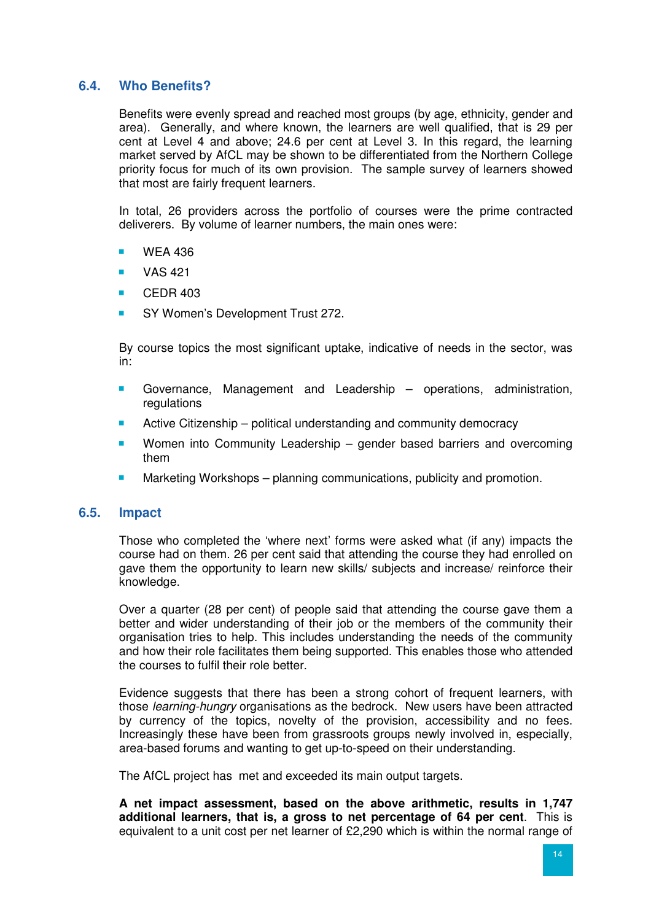## 6.4. Who Benefits?

Benefits were evenly spread and reached most groups (by age, ethnicity, gender and area). Generally, and where known, the learners are well qualified, that is 29 per cent at Level 4 and above; 24.6 per cent at Level 3. In this regard, the learning market served by AfCL may be shown to be differentiated from the Northern College priority focus for much of its own provision. The sample survey of learners showed that most are fairly frequent learners.

In total, 26 providers across the portfolio of courses were the prime contracted deliverers. By volume of learner numbers, the main ones were:

- WEA 436
- VAS 421
- CEDR 403
- SY Women's Development Trust 272.

By course topics the most significant uptake, indicative of needs in the sector, was in:

- Governance, Management and Leadership – operations, administration, regulations
- Active Citizenship – political understanding and community democracy
- Women into Community Leadership – gender based barriers and overcoming them
- Marketing Workshops – planning communications, publicity and promotion.

## 6.5. Impact

Those who completed the 'where next' forms were asked what (if any) impacts the course had on them. 26 per cent said that attending the course they had enrolled on gave them the opportunity to learn new skills/ subjects and increase/ reinforce their knowledge.

Over a quarter (28 per cent) of people said that attending the course gave them a better and wider understanding of their job or the members of the community their organisation tries to help. This includes understanding the needs of the community and how their role facilitates them being supported. This enables those who attended the courses to fulfil their role better.

Evidence suggests that there has been a strong cohort of frequent learners, with those *learning-hungry* organisations as the bedrock. New users have been attracted by currency of the topics, novelty of the provision, accessibility and no fees. Increasingly these have been from grassroots groups newly involved in, especially, area-based forums and wanting to get up-to-speed on their understanding.

The AfCL project has met and exceeded its main output targets.

**A net impact assessment, based on the above arithmetic, results in 1,747 additional learners, that is, a gross to net percentage of 64 per cent**. This is equivalent to a unit cost per net learner of £2,290 which is within the normal range of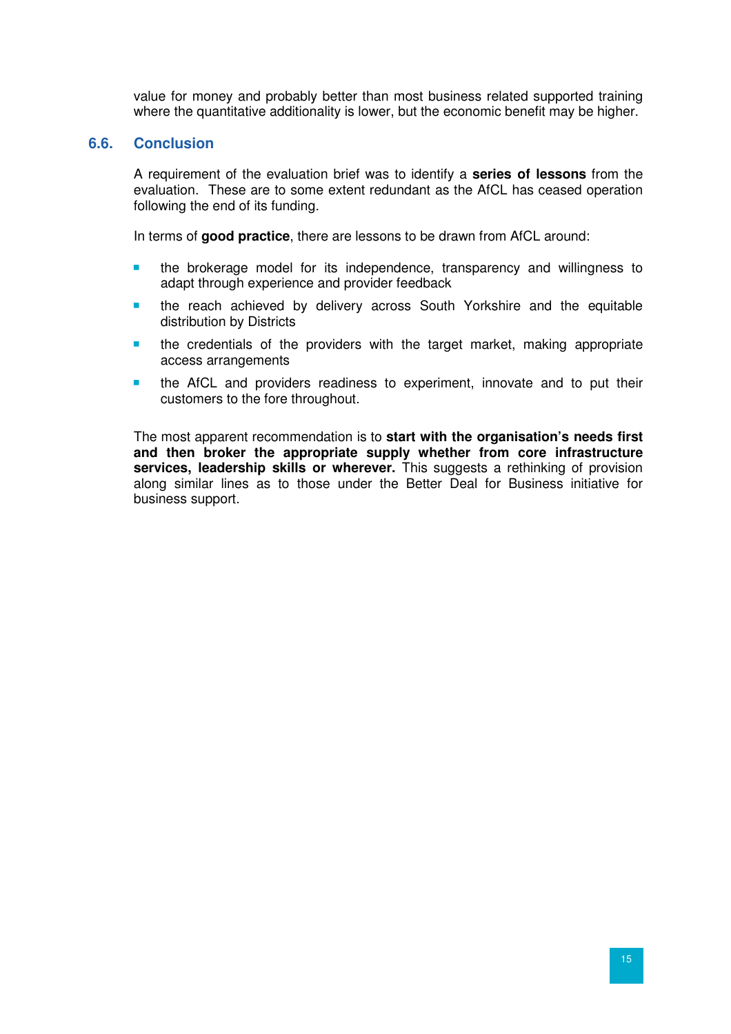value for money and probably better than most business related supported training where the quantitative additionality is lower, but the economic benefit may be higher.

## 6.6. Conclusion

A requirement of the evaluation brief was to identify a **series of lessons** from the evaluation. These are to some extent redundant as the AfCL has ceased operation following the end of its funding.

In terms of **good practice**, there are lessons to be drawn from AfCL around:

- the brokerage model for its independence, transparency and willingness to adapt through experience and provider feedback
- the reach achieved by delivery across South Yorkshire and the equitable distribution by Districts
- the credentials of the providers with the target market, making appropriate access arrangements
- the AfCL and providers readiness to experiment, innovate and to put their customers to the fore throughout.

The most apparent recommendation is to **start with the organisation's needs first and then broker the appropriate supply whether from core infrastructure services, leadership skills or wherever.** This suggests a rethinking of provision along similar lines as to those under the Better Deal for Business initiative for business support.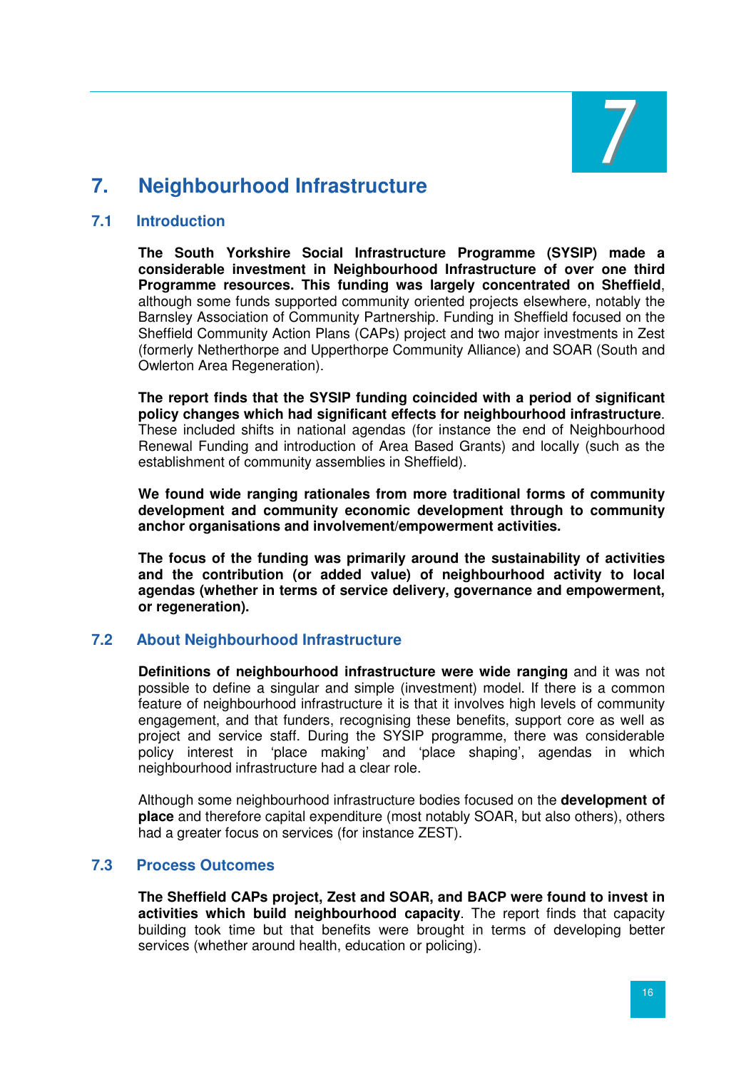# 7. Neighbourhood Infrastructure

## 7.1 Introduction

**The South Yorkshire Social Infrastructure Programme (SYSIP) made a considerable investment in Neighbourhood Infrastructure of over one third Programme resources. This funding was largely concentrated on Sheffield**, although some funds supported community oriented projects elsewhere, notably the Barnsley Association of Community Partnership. Funding in Sheffield focused on the Sheffield Community Action Plans (CAPs) project and two major investments in Zest (formerly Netherthorpe and Upperthorpe Community Alliance) and SOAR (South and Owlerton Area Regeneration).

**The report finds that the SYSIP funding coincided with a period of significant policy changes which had significant effects for neighbourhood infrastructure**. These included shifts in national agendas (for instance the end of Neighbourhood Renewal Funding and introduction of Area Based Grants) and locally (such as the establishment of community assemblies in Sheffield).

**We found wide ranging rationales from more traditional forms of community development and community economic development through to community anchor organisations and involvement/empowerment activities.**

**The focus of the funding was primarily around the sustainability of activities and the contribution (or added value) of neighbourhood activity to local agendas (whether in terms of service delivery, governance and empowerment, or regeneration).**

## 7.2 About Neighbourhood Infrastructure

**Definitions of neighbourhood infrastructure were wide ranging** and it was not possible to define a singular and simple (investment) model. If there is a common feature of neighbourhood infrastructure it is that it involves high levels of community engagement, and that funders, recognising these benefits, support core as well as project and service staff. During the SYSIP programme, there was considerable policy interest in 'place making' and 'place shaping', agendas in which neighbourhood infrastructure had a clear role.

Although some neighbourhood infrastructure bodies focused on the **development of place** and therefore capital expenditure (most notably SOAR, but also others), others had a greater focus on services (for instance ZEST).

## 7.3 Process Outcomes

**The Sheffield CAPs project, Zest and SOAR, and BACP were found to invest in activities which build neighbourhood capacity**. The report finds that capacity building took time but that benefits were brought in terms of developing better services (whether around health, education or policing).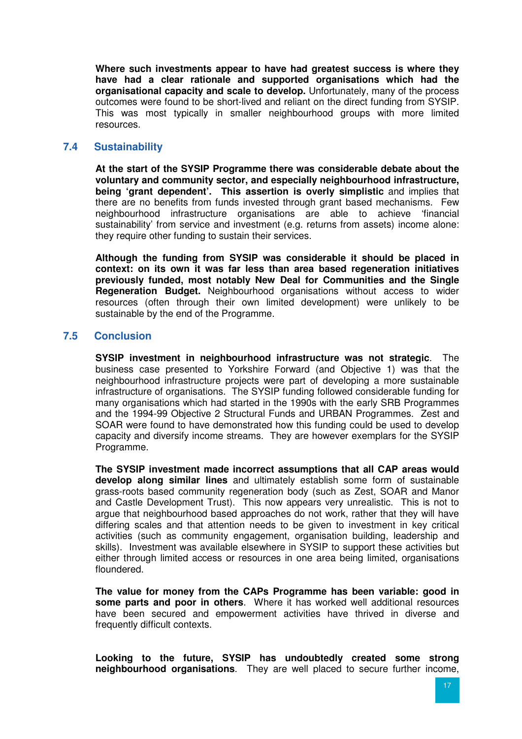**Where such investments appear to have had greatest success is where they have had a clear rationale and supported organisations which had the organisational capacity and scale to develop.** Unfortunately, many of the process outcomes were found to be short-lived and reliant on the direct funding from SYSIP. This was most typically in smaller neighbourhood groups with more limited resources.

## 7.4 Sustainability

**At the start of the SYSIP Programme there was considerable debate about the voluntary and community sector, and especially neighbourhood infrastructure, being 'grant dependent'. This assertion is overly simplistic** and implies that there are no benefits from funds invested through grant based mechanisms. Few neighbourhood infrastructure organisations are able to achieve 'financial sustainability' from service and investment (e.g. returns from assets) income alone: they require other funding to sustain their services.

**Although the funding from SYSIP was considerable it should be placed in context: on its own it was far less than area based regeneration initiatives previously funded, most notably New Deal for Communities and the Single Regeneration Budget.** Neighbourhood organisations without access to wider resources (often through their own limited development) were unlikely to be sustainable by the end of the Programme.

## 7.5 Conclusion

**SYSIP investment in neighbourhood infrastructure was not strategic**. The business case presented to Yorkshire Forward (and Objective 1) was that the neighbourhood infrastructure projects were part of developing a more sustainable infrastructure of organisations. The SYSIP funding followed considerable funding for many organisations which had started in the 1990s with the early SRB Programmes and the 1994-99 Objective 2 Structural Funds and URBAN Programmes. Zest and SOAR were found to have demonstrated how this funding could be used to develop capacity and diversify income streams. They are however exemplars for the SYSIP Programme.

**The SYSIP investment made incorrect assumptions that all CAP areas would develop along similar lines** and ultimately establish some form of sustainable grass-roots based community regeneration body (such as Zest, SOAR and Manor and Castle Development Trust). This now appears very unrealistic. This is not to argue that neighbourhood based approaches do not work, rather that they will have differing scales and that attention needs to be given to investment in key critical activities (such as community engagement, organisation building, leadership and skills). Investment was available elsewhere in SYSIP to support these activities but either through limited access or resources in one area being limited, organisations floundered.

**The value for money from the CAPs Programme has been variable: good in some parts and poor in others**. Where it has worked well additional resources have been secured and empowerment activities have thrived in diverse and frequently difficult contexts.

**Looking to the future, SYSIP has undoubtedly created some strong neighbourhood organisations**. They are well placed to secure further income,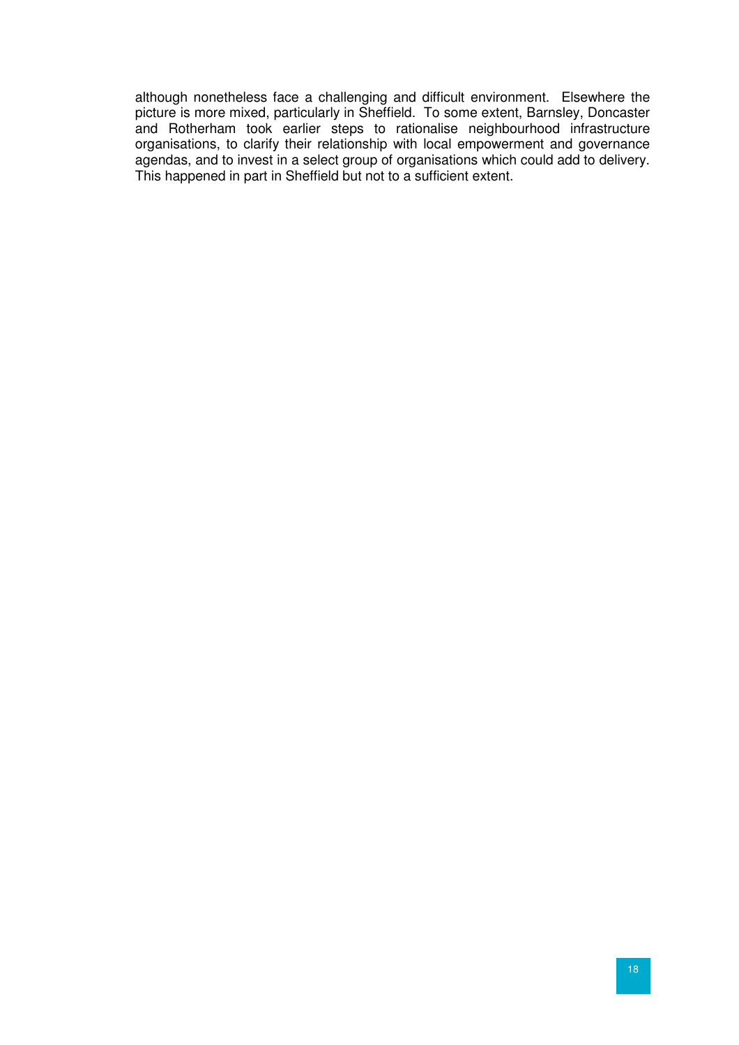although nonetheless face a challenging and difficult environment. Elsewhere the picture is more mixed, particularly in Sheffield. To some extent, Barnsley, Doncaster and Rotherham took earlier steps to rationalise neighbourhood infrastructure organisations, to clarify their relationship with local empowerment and governance agendas, and to invest in a select group of organisations which could add to delivery. This happened in part in Sheffield but not to a sufficient extent.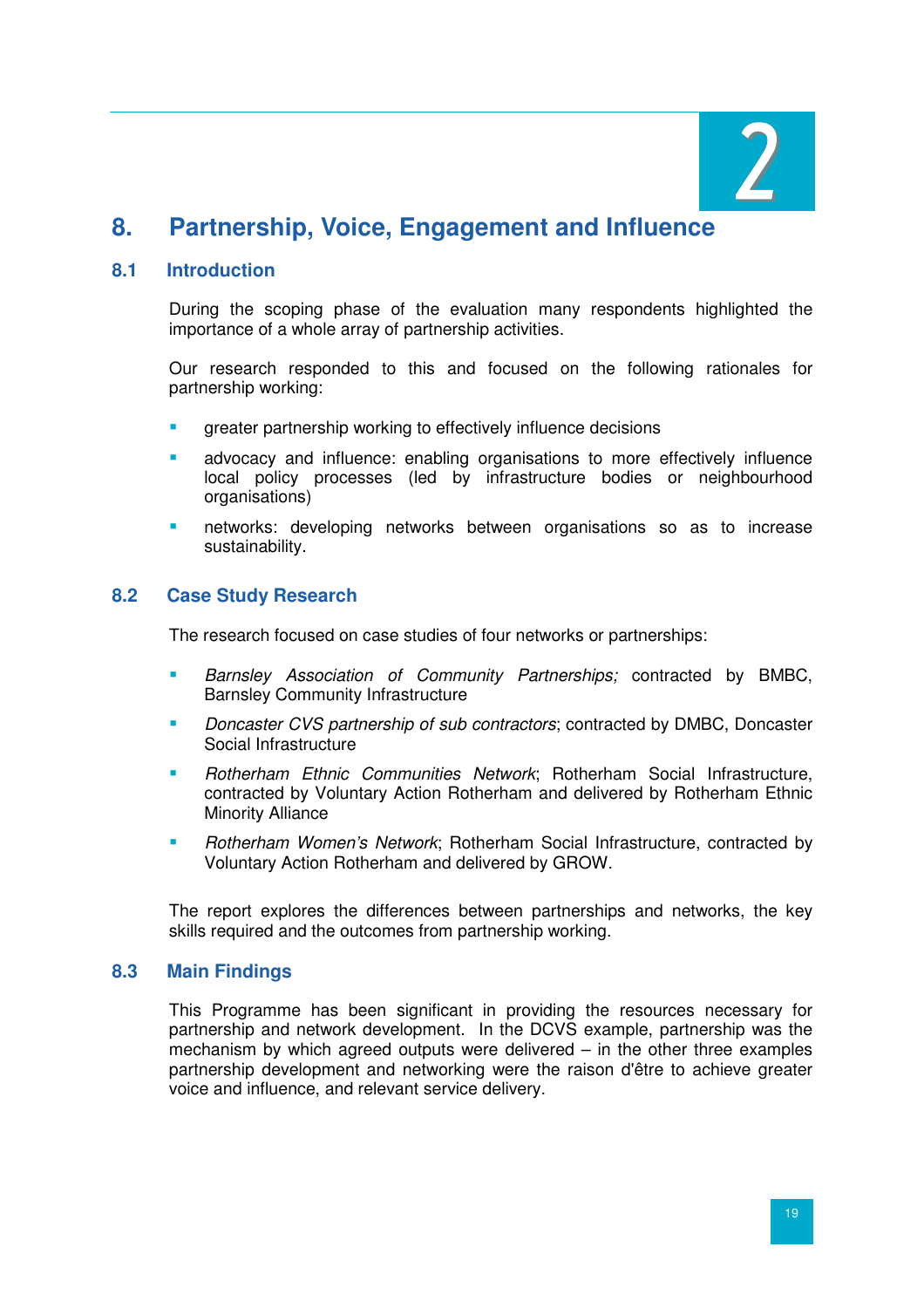# 8. Partnership, Voice, Engagement and Influence

## 8.1 Introduction

During the scoping phase of the evaluation many respondents highlighted the importance of a whole array of partnership activities.

Our research responded to this and focused on the following rationales for partnership working:

- greater partnership working to effectively influence decisions
- advocacy and influence: enabling organisations to more effectively influence local policy processes (led by infrastructure bodies or neighbourhood organisations)
- networks: developing networks between organisations so as to increase sustainability.

## 8.2 Case Study Research

The research focused on case studies of four networks or partnerships:

- *Barnsley Association of Community Partnerships;* contracted by BMBC, Barnsley Community Infrastructure
- *Doncaster CVS partnership of sub contractors*; contracted by DMBC, Doncaster Social Infrastructure
- *Rotherham Ethnic Communities Network*; Rotherham Social Infrastructure, contracted by Voluntary Action Rotherham and delivered by Rotherham Ethnic Minority Alliance
- *Rotherham Women's Network*; Rotherham Social Infrastructure, contracted by Voluntary Action Rotherham and delivered by GROW.

The report explores the differences between partnerships and networks, the key skills required and the outcomes from partnership working.

## 8.3 Main Findings

This Programme has been significant in providing the resources necessary for partnership and network development. In the DCVS example, partnership was the mechanism by which agreed outputs were delivered – in the other three examples partnership development and networking were the raison d'être to achieve greater voice and influence, and relevant service delivery.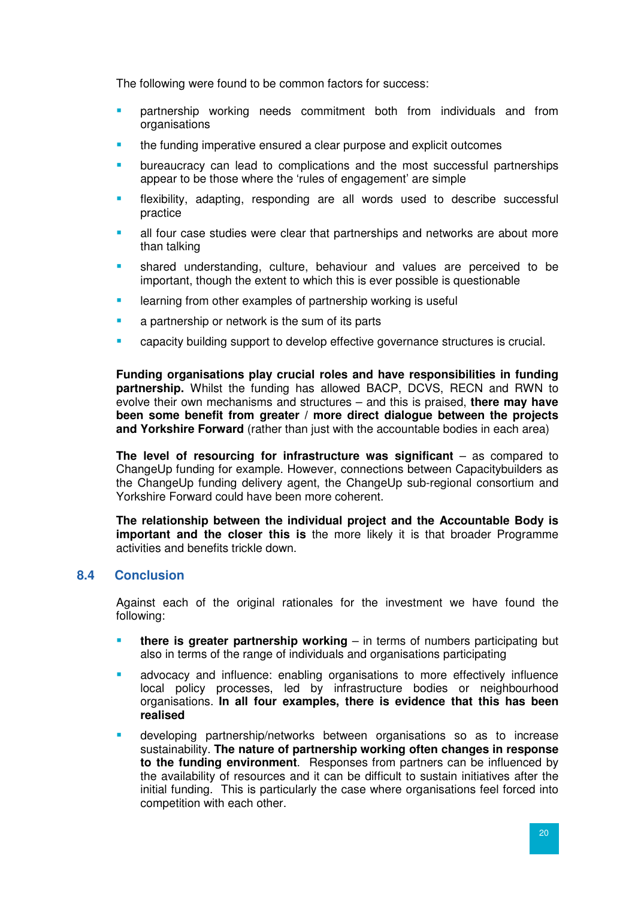The following were found to be common factors for success:

- partnership working needs commitment both from individuals and from organisations
- the funding imperative ensured a clear purpose and explicit outcomes
- bureaucracy can lead to complications and the most successful partnerships appear to be those where the 'rules of engagement' are simple
- flexibility, adapting, responding are all words used to describe successful practice
- all four case studies were clear that partnerships and networks are about more than talking
- shared understanding, culture, behaviour and values are perceived to be important, though the extent to which this is ever possible is questionable
- learning from other examples of partnership working is useful
- a partnership or network is the sum of its parts
- capacity building support to develop effective governance structures is crucial.

**Funding organisations play crucial roles and have responsibilities in funding partnership.** Whilst the funding has allowed BACP, DCVS, RECN and RWN to evolve their own mechanisms and structures – and this is praised, **there may have been some benefit from greater / more direct dialogue between the projects and Yorkshire Forward** (rather than just with the accountable bodies in each area)

**The level of resourcing for infrastructure was significant** – as compared to ChangeUp funding for example. However, connections between Capacitybuilders as the ChangeUp funding delivery agent, the ChangeUp sub-regional consortium and Yorkshire Forward could have been more coherent.

**The relationship between the individual project and the Accountable Body is important and the closer this is** the more likely it is that broader Programme activities and benefits trickle down.

## 8.4 Conclusion

Against each of the original rationales for the investment we have found the following:

- **there is greater partnership working** – in terms of numbers participating but also in terms of the range of individuals and organisations participating
- advocacy and influence: enabling organisations to more effectively influence local policy processes, led by infrastructure bodies or neighbourhood organisations. **In all four examples, there is evidence that this has been realised**
- developing partnership/networks between organisations so as to increase sustainability. **The nature of partnership working often changes in response to the funding environment**. Responses from partners can be influenced by the availability of resources and it can be difficult to sustain initiatives after the initial funding. This is particularly the case where organisations feel forced into competition with each other.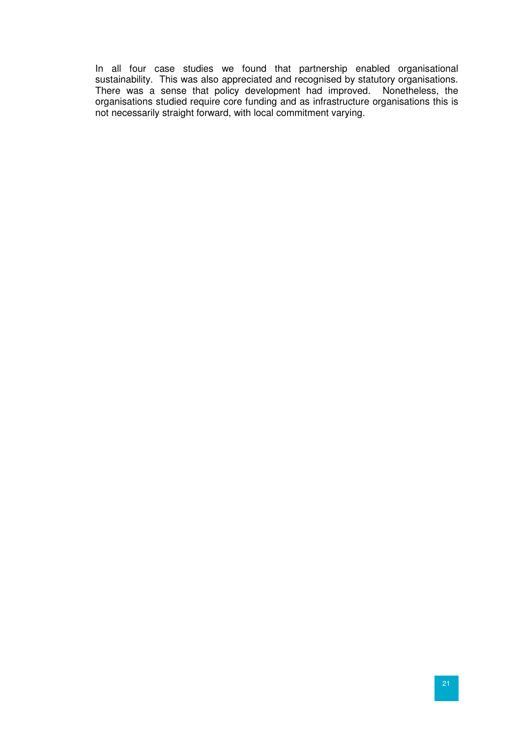In all four case studies we found that partnership enabled organisational sustainability. This was also appreciated and recognised by statutory organisations. There was a sense that policy development had improved. Nonetheless, the organisations studied require core funding and as infrastructure organisations this is not necessarily straight forward, with local commitment varying.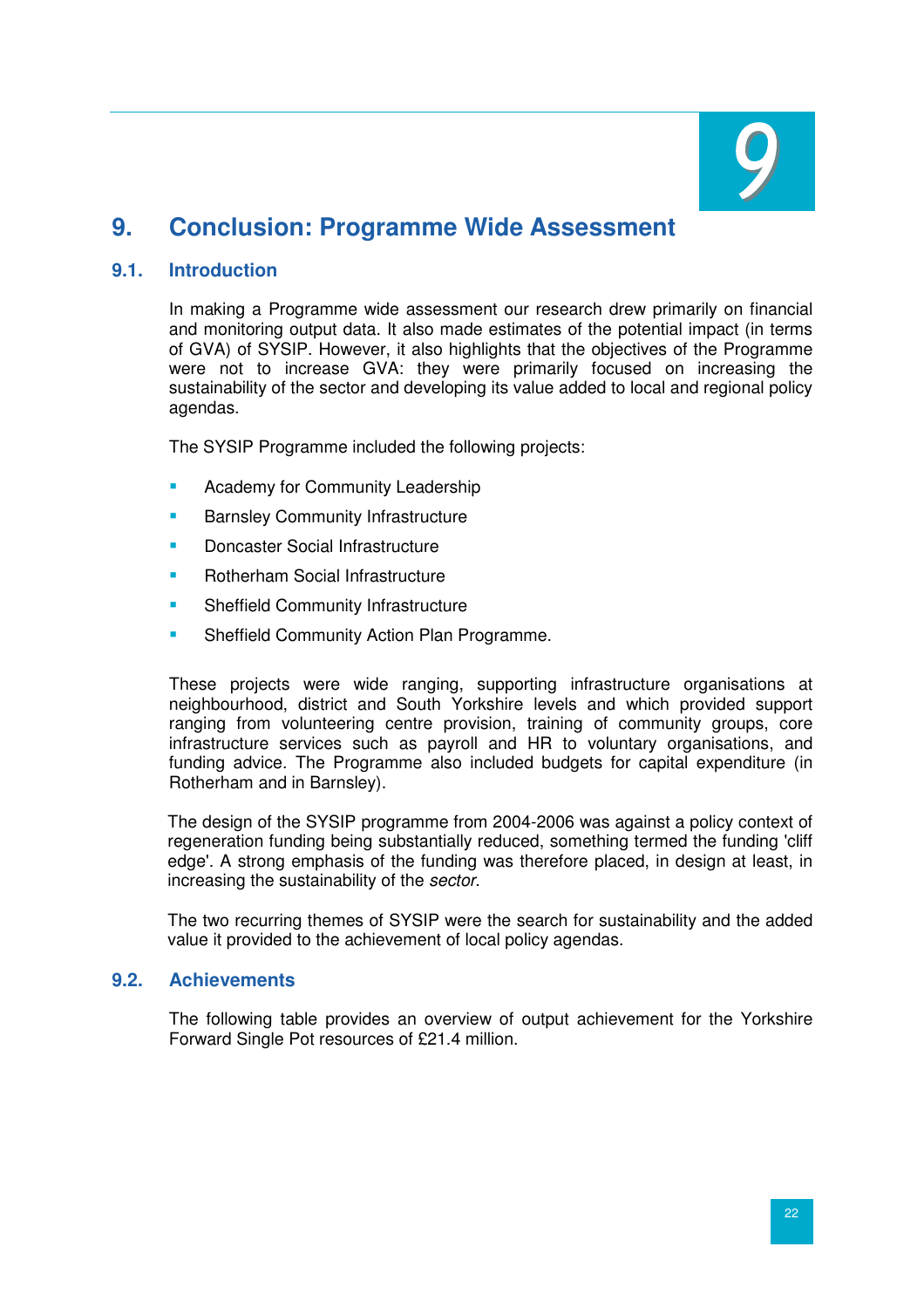# 9. Conclusion: Programme Wide Assessment

## 9.1. Introduction

In making a Programme wide assessment our research drew primarily on financial and monitoring output data. It also made estimates of the potential impact (in terms of GVA) of SYSIP. However, it also highlights that the objectives of the Programme were not to increase GVA: they were primarily focused on increasing the sustainability of the sector and developing its value added to local and regional policy agendas.

The SYSIP Programme included the following projects:

- Academy for Community Leadership
- Barnsley Community Infrastructure
- Doncaster Social Infrastructure
- Rotherham Social Infrastructure
- Sheffield Community Infrastructure
- Sheffield Community Action Plan Programme.

These projects were wide ranging, supporting infrastructure organisations at neighbourhood, district and South Yorkshire levels and which provided support ranging from volunteering centre provision, training of community groups, core infrastructure services such as payroll and HR to voluntary organisations, and funding advice. The Programme also included budgets for capital expenditure (in Rotherham and in Barnsley).

The design of the SYSIP programme from 2004-2006 was against a policy context of regeneration funding being substantially reduced, something termed the funding 'cliff edge'. A strong emphasis of the funding was therefore placed, in design at least, in increasing the sustainability of the *sector*.

The two recurring themes of SYSIP were the search for sustainability and the added value it provided to the achievement of local policy agendas.

## 9.2. Achievements

The following table provides an overview of output achievement for the Yorkshire Forward Single Pot resources of £21.4 million.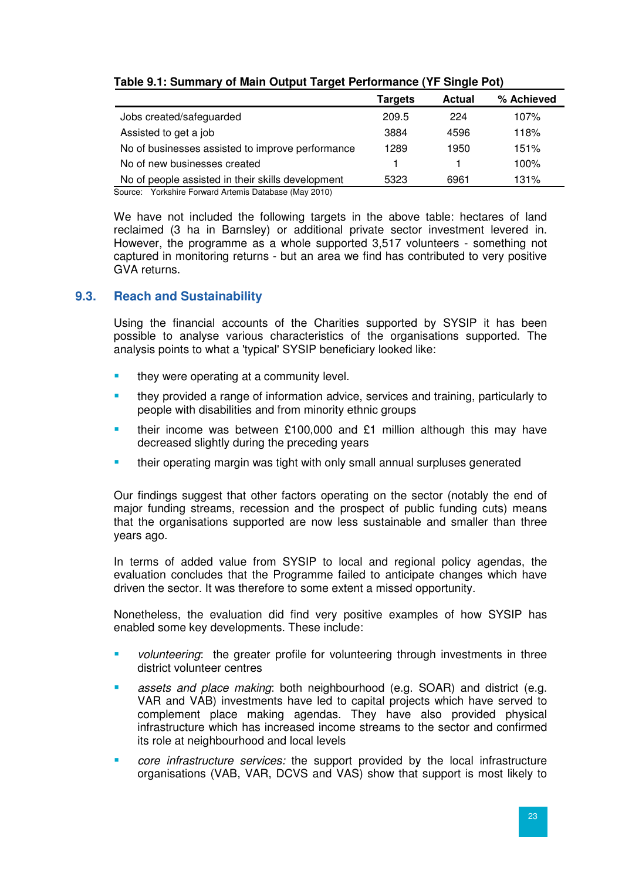**Table 9.1: Summary of Main Output Target Performance (YF Single Pot)**

| | Targets | Actual | % Achieved |
|---|---|---|---|
| Jobs created/safeguarded | 209.5 | 224 | 107% |
| Assisted to get a job | 3884 | 4596 | 118% |
| No of businesses assisted to improve performance | 1289 | 1950 | 151% |
| No of new businesses created | 1 | 1 | 100% |
| No of people assisted in their skills development | 5323 | 6961 | 131% |

Source: Yorkshire Forward Artemis Database (May 2010)

We have not included the following targets in the above table: hectares of land reclaimed (3 ha in Barnsley) or additional private sector investment levered in. However, the programme as a whole supported 3,517 volunteers - something not captured in monitoring returns - but an area we find has contributed to very positive GVA returns.

## 9.3. Reach and Sustainability

Using the financial accounts of the Charities supported by SYSIP it has been possible to analyse various characteristics of the organisations supported. The analysis points to what a 'typical' SYSIP beneficiary looked like:

- they were operating at a community level.
- they provided a range of information advice, services and training, particularly to people with disabilities and from minority ethnic groups
- their income was between £100,000 and £1 million although this may have decreased slightly during the preceding years
- their operating margin was tight with only small annual surpluses generated

Our findings suggest that other factors operating on the sector (notably the end of major funding streams, recession and the prospect of public funding cuts) means that the organisations supported are now less sustainable and smaller than three years ago.

In terms of added value from SYSIP to local and regional policy agendas, the evaluation concludes that the Programme failed to anticipate changes which have driven the sector. It was therefore to some extent a missed opportunity.

Nonetheless, the evaluation did find very positive examples of how SYSIP has enabled some key developments. These include:

- *volunteering*: the greater profile for volunteering through investments in three district volunteer centres
- *assets and place making*: both neighbourhood (e.g. SOAR) and district (e.g. VAR and VAB) investments have led to capital projects which have served to complement place making agendas. They have also provided physical infrastructure which has increased income streams to the sector and confirmed its role at neighbourhood and local levels
- *core infrastructure services:* the support provided by the local infrastructure organisations (VAB, VAR, DCVS and VAS) show that support is most likely to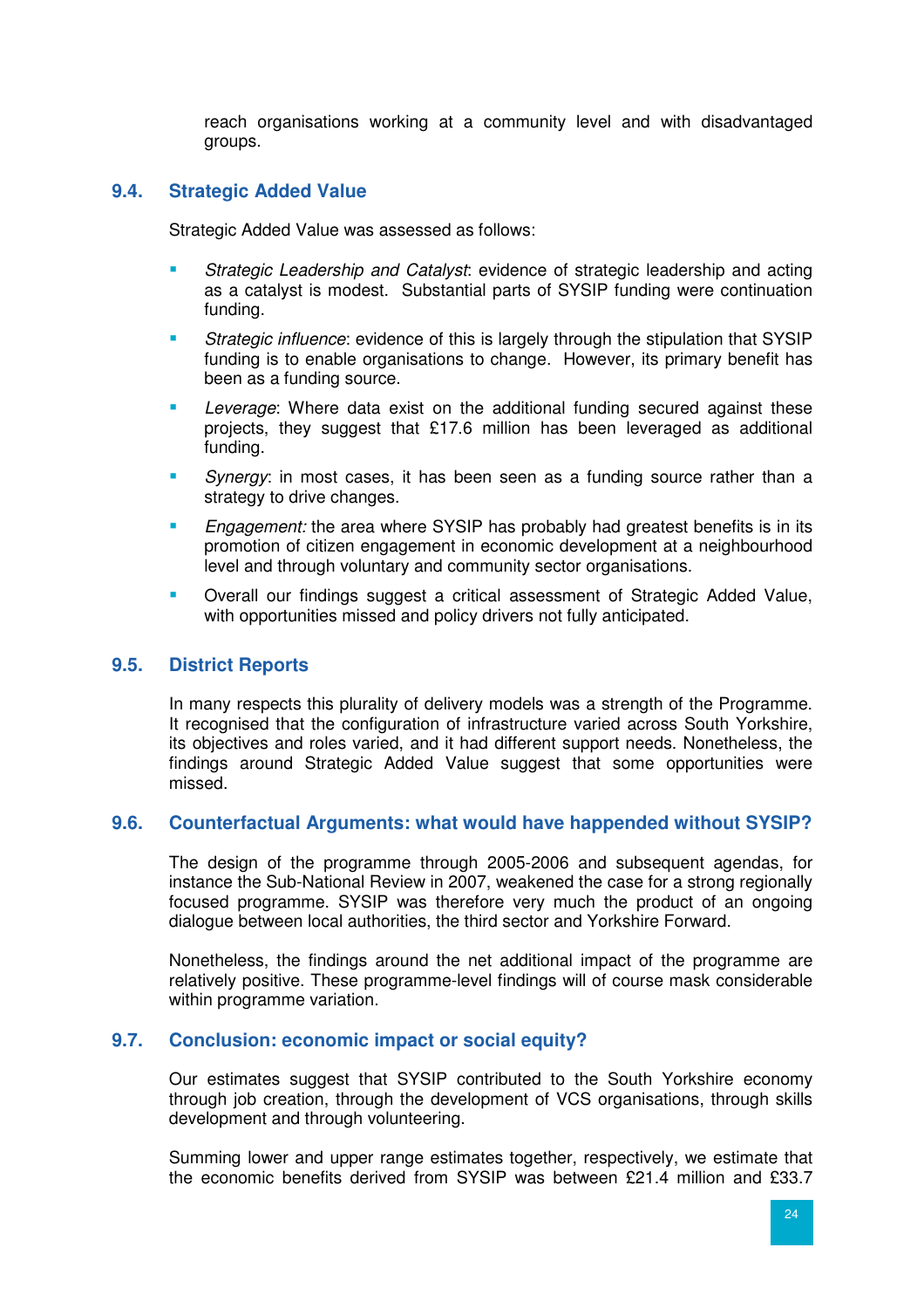reach organisations working at a community level and with disadvantaged groups.

## 9.4. Strategic Added Value

Strategic Added Value was assessed as follows:

- *Strategic Leadership and Catalyst*: evidence of strategic leadership and acting as a catalyst is modest. Substantial parts of SYSIP funding were continuation funding.
- *Strategic influence*: evidence of this is largely through the stipulation that SYSIP funding is to enable organisations to change. However, its primary benefit has been as a funding source.
- *Leverage*: Where data exist on the additional funding secured against these projects, they suggest that £17.6 million has been leveraged as additional funding.
- *Synergy*: in most cases, it has been seen as a funding source rather than a strategy to drive changes.
- *Engagement:* the area where SYSIP has probably had greatest benefits is in its promotion of citizen engagement in economic development at a neighbourhood level and through voluntary and community sector organisations.
- Overall our findings suggest a critical assessment of Strategic Added Value, with opportunities missed and policy drivers not fully anticipated.

## 9.5. District Reports

In many respects this plurality of delivery models was a strength of the Programme. It recognised that the configuration of infrastructure varied across South Yorkshire, its objectives and roles varied, and it had different support needs. Nonetheless, the findings around Strategic Added Value suggest that some opportunities were missed.

## 9.6. Counterfactual Arguments: what would have happended without SYSIP?

The design of the programme through 2005-2006 and subsequent agendas, for instance the Sub-National Review in 2007, weakened the case for a strong regionally focused programme. SYSIP was therefore very much the product of an ongoing dialogue between local authorities, the third sector and Yorkshire Forward.

Nonetheless, the findings around the net additional impact of the programme are relatively positive. These programme-level findings will of course mask considerable within programme variation.

## 9.7. Conclusion: economic impact or social equity?

Our estimates suggest that SYSIP contributed to the South Yorkshire economy through job creation, through the development of VCS organisations, through skills development and through volunteering.

Summing lower and upper range estimates together, respectively, we estimate that the economic benefits derived from SYSIP was between £21.4 million and £33.7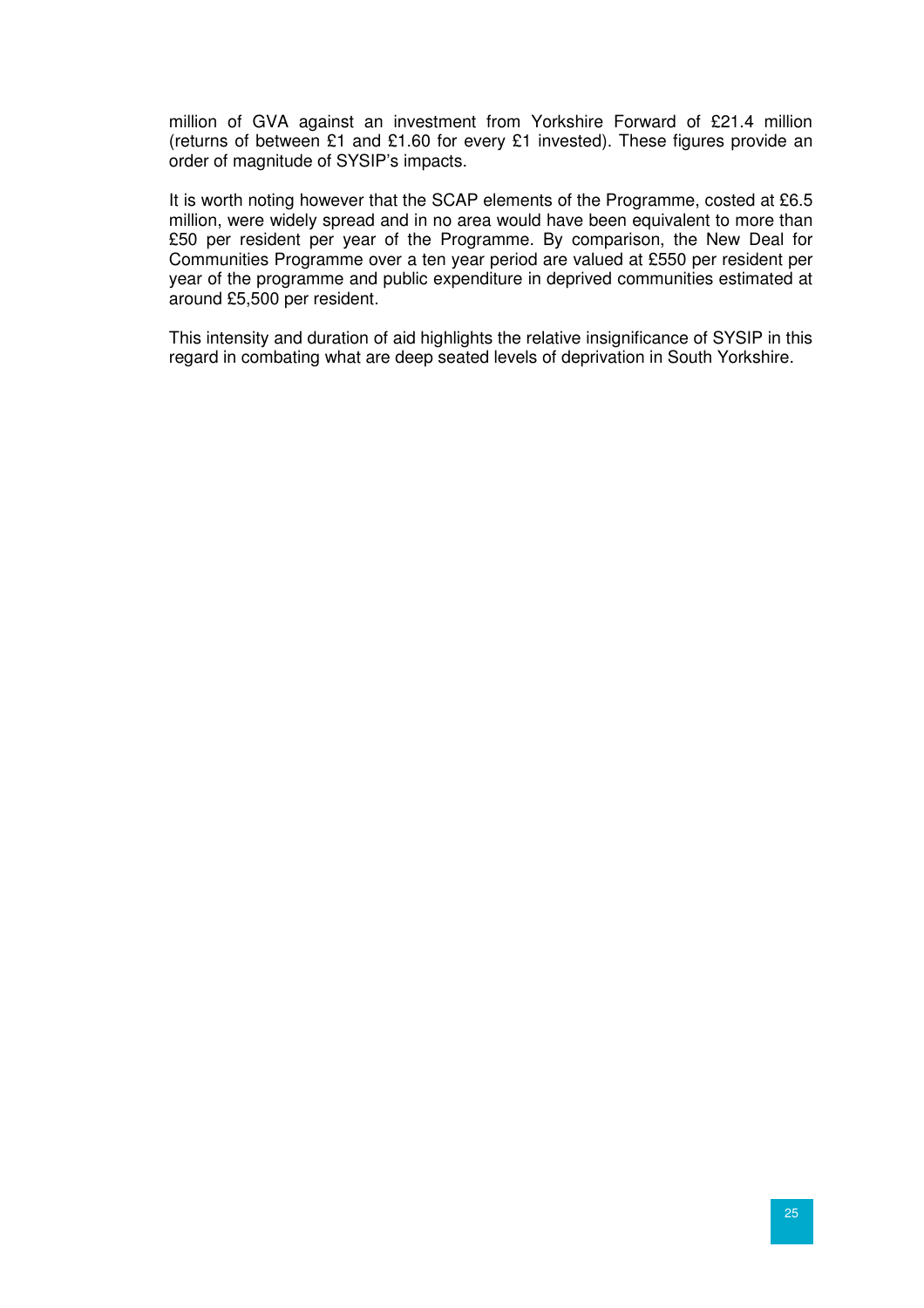million of GVA against an investment from Yorkshire Forward of £21.4 million (returns of between £1 and £1.60 for every £1 invested). These figures provide an order of magnitude of SYSIP's impacts.

It is worth noting however that the SCAP elements of the Programme, costed at £6.5 million, were widely spread and in no area would have been equivalent to more than £50 per resident per year of the Programme. By comparison, the New Deal for Communities Programme over a ten year period are valued at £550 per resident per year of the programme and public expenditure in deprived communities estimated at around £5,500 per resident.

This intensity and duration of aid highlights the relative insignificance of SYSIP in this regard in combating what are deep seated levels of deprivation in South Yorkshire.